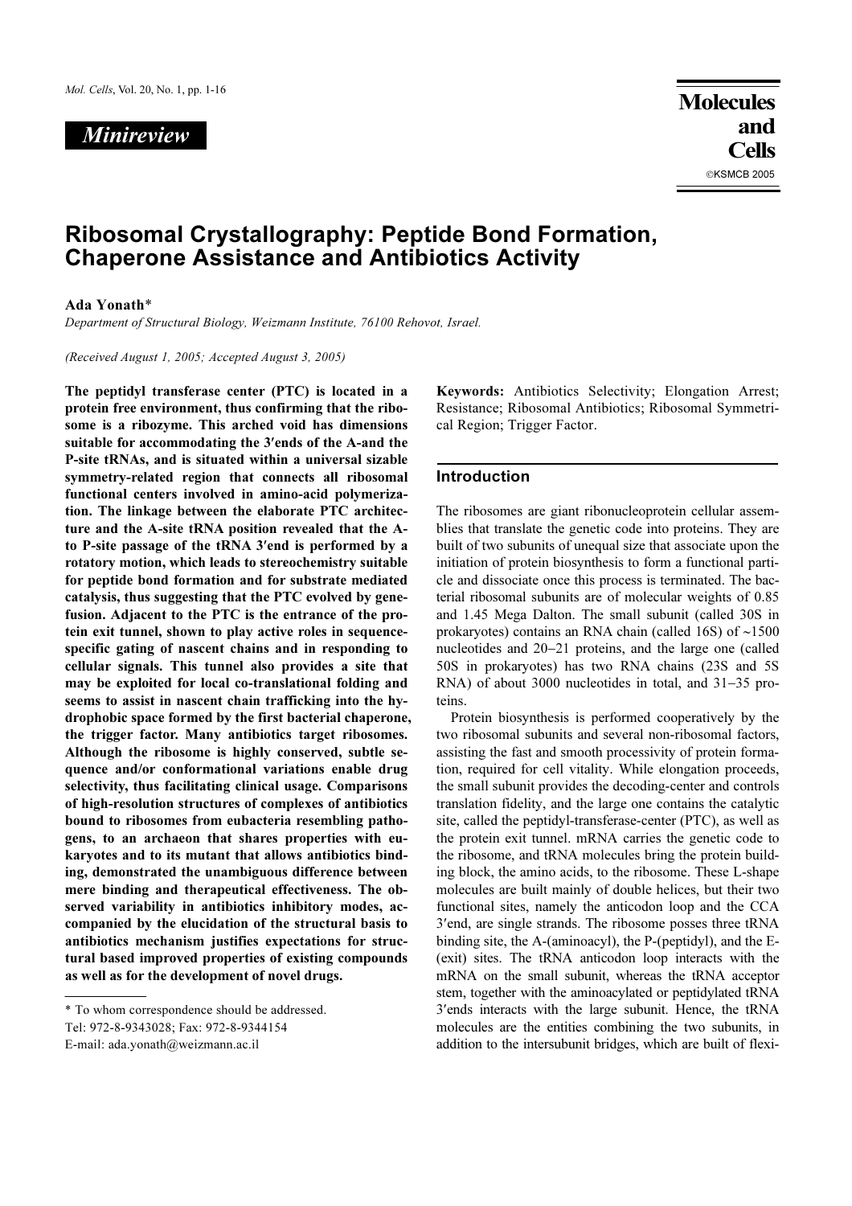*Minireview*

# Ribosomal Crystallography: Peptide Bond Formation, Chaperone Assistance and Antibiotics Activity

**Ada Yonath***

*Department of Structural Biology, Weizmann Institute, 76100 Rehovot, Israel.*

*(Received August 1, 2005; Accepted August 3, 2005)*

**The peptidyl transferase center (PTC) is located in a protein free environment, thus confirming that the ribosome is a ribozyme. This arched void has dimensions suitable for accommodating the 3′ends of the A-and the P-site tRNAs, and is situated within a universal sizable symmetry-related region that connects all ribosomal functional centers involved in amino-acid polymerization. The linkage between the elaborate PTC architecture and the A-site tRNA position revealed that the A- to P-site passage of the tRNA 3′end is performed by a rotatory motion, which leads to stereochemistry suitable for peptide bond formation and for substrate mediated catalysis, thus suggesting that the PTC evolved by gene-fusion. Adjacent to the PTC is the entrance of the protein exit tunnel, shown to play active roles in sequence-specific gating of nascent chains and in responding to cellular signals. This tunnel also provides a site that may be exploited for local co-translational folding and seems to assist in nascent chain trafficking into the hydrophobic space formed by the first bacterial chaperone, the trigger factor. Many antibiotics target ribosomes. Although the ribosome is highly conserved, subtle sequence and/or conformational variations enable drug selectivity, thus facilitating clinical usage. Comparisons of high-resolution structures of complexes of antibiotics bound to ribosomes from eubacteria resembling pathogens, to an archaeon that shares properties with eukaryotes and to its mutant that allows antibiotics binding, demonstrated the unambiguous difference between mere binding and therapeutical effectiveness. The observed variability in antibiotics inhibitory modes, accompanied by the elucidation of the structural basis to antibiotics mechanism justifies expectations for structural based improved properties of existing compounds as well as for the development of novel drugs.**

\* To whom correspondence should be addressed.
Tel: 972-8-9343028; Fax: 972-8-9344154
E-mail: ada.yonath@weizmann.ac.il

**Keywords:** Antibiotics Selectivity; Elongation Arrest; Resistance; Ribosomal Antibiotics; Ribosomal Symmetrical Region; Trigger Factor.

## Introduction

The ribosomes are giant ribonucleoprotein cellular assemblies that translate the genetic code into proteins. They are built of two subunits of unequal size that associate upon the initiation of protein biosynthesis to form a functional particle and dissociate once this process is terminated. The bacterial ribosomal subunits are of molecular weights of 0.85 and 1.45 Mega Dalton. The small subunit (called 30S in prokaryotes) contains an RNA chain (called 16S) of ~1500 nucleotides and 20–21 proteins, and the large one (called 50S in prokaryotes) has two RNA chains (23S and 5S RNA) of about 3000 nucleotides in total, and 31–35 proteins.

Protein biosynthesis is performed cooperatively by the two ribosomal subunits and several non-ribosomal factors, assisting the fast and smooth processivity of protein formation, required for cell vitality. While elongation proceeds, the small subunit provides the decoding-center and controls translation fidelity, and the large one contains the catalytic site, called the peptidyl-transferase-center (PTC), as well as the protein exit tunnel. mRNA carries the genetic code to the ribosome, and tRNA molecules bring the protein building block, the amino acids, to the ribosome. These L-shape molecules are built mainly of double helices, but their two functional sites, namely the anticodon loop and the CCA 3′end, are single strands. The ribosome posses three tRNA binding site, the A-(aminoacyl), the P-(peptidyl), and the E-(exit) sites. The tRNA anticodon loop interacts with the mRNA on the small subunit, whereas the tRNA acceptor stem, together with the aminoacylated or peptidylated tRNA 3′ends interacts with the large subunit. Hence, the tRNA molecules are the entities combining the two subunits, in addition to the intersubunit bridges, which are built of flexi-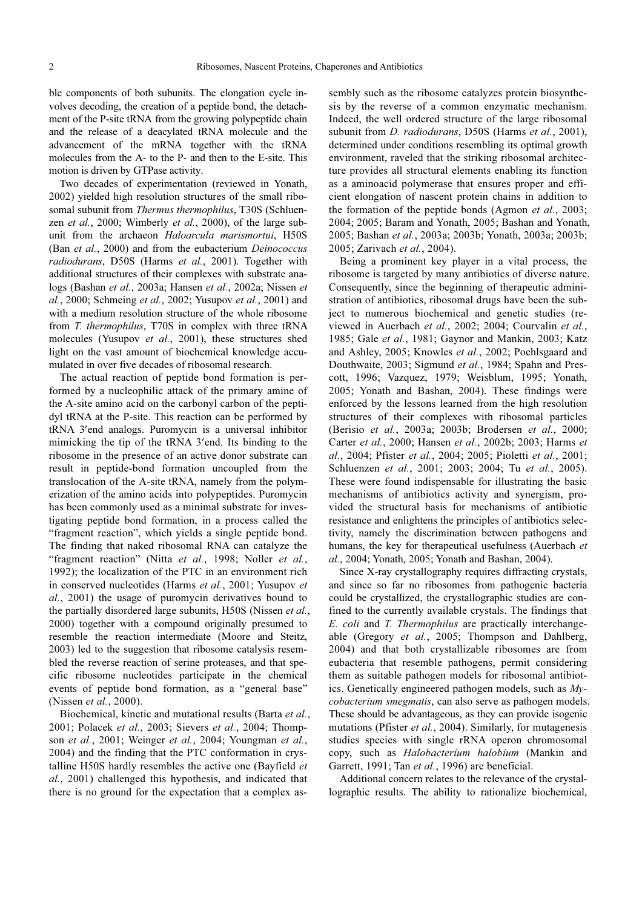ble components of both subunits. The elongation cycle involves decoding, the creation of a peptide bond, the detachment of the P-site tRNA from the growing polypeptide chain and the release of a deacylated tRNA molecule and the advancement of the mRNA together with the tRNA molecules from the A- to the P- and then to the E-site. This motion is driven by GTPase activity.

Two decades of experimentation (reviewed in Yonath, 2002) yielded high resolution structures of the small ribosomal subunit from *Thermus thermophilus*, T30S (Schluenzen *et al.*, 2000; Wimberly *et al.*, 2000), of the large subunit from the archaeon *Haloarcula marismortui*, H50S (Ban *et al.*, 2000) and from the eubacterium *Deinococcus radiodurans*, D50S (Harms *et al.*, 2001). Together with additional structures of their complexes with substrate analogs (Bashan *et al.*, 2003a; Hansen *et al.*, 2002a; Nissen *et al.*, 2000; Schmeing *et al.*, 2002; Yusupov *et al.*, 2001) and with a medium resolution structure of the whole ribosome from *T. thermophilus*, T70S in complex with three tRNA molecules (Yusupov *et al.*, 2001), these structures shed light on the vast amount of biochemical knowledge accumulated in over five decades of ribosomal research.

The actual reaction of peptide bond formation is performed by a nucleophilic attack of the primary amine of the A-site amino acid on the carbonyl carbon of the peptidyl tRNA at the P-site. This reaction can be performed by tRNA 3′end analogs. Puromycin is a universal inhibitor mimicking the tip of the tRNA 3′end. Its binding to the ribosome in the presence of an active donor substrate can result in peptide-bond formation uncoupled from the translocation of the A-site tRNA, namely from the polymerization of the amino acids into polypeptides. Puromycin has been commonly used as a minimal substrate for investigating peptide bond formation, in a process called the "fragment reaction", which yields a single peptide bond. The finding that naked ribosomal RNA can catalyze the "fragment reaction" (Nitta *et al.*, 1998; Noller *et al.*, 1992); the localization of the PTC in an environment rich in conserved nucleotides (Harms *et al.*, 2001; Yusupov *et al.*, 2001) the usage of puromycin derivatives bound to the partially disordered large subunits, H50S (Nissen *et al.*, 2000) together with a compound originally presumed to resemble the reaction intermediate (Moore and Steitz, 2003) led to the suggestion that ribosome catalysis resembled the reverse reaction of serine proteases, and that specific ribosome nucleotides participate in the chemical events of peptide bond formation, as a "general base" (Nissen *et al.*, 2000).

Biochemical, kinetic and mutational results (Barta *et al.*, 2001; Polacek *et al.*, 2003; Sievers *et al.*, 2004; Thompson *et al.*, 2001; Weinger *et al.*, 2004; Youngman *et al.*, 2004) and the finding that the PTC conformation in crystalline H50S hardly resembles the active one (Bayfield *et al.*, 2001) challenged this hypothesis, and indicated that there is no ground for the expectation that a complex assembly such as the ribosome catalyzes protein biosynthesis by the reverse of a common enzymatic mechanism. Indeed, the well ordered structure of the large ribosomal subunit from *D. radiodurans*, D50S (Harms *et al.*, 2001), determined under conditions resembling its optimal growth environment, raveled that the striking ribosomal architecture provides all structural elements enabling its function as a aminoacid polymerase that ensures proper and efficient elongation of nascent protein chains in addition to the formation of the peptide bonds (Agmon *et al.*, 2003; 2004; 2005; Baram and Yonath, 2005; Bashan and Yonath, 2005; Bashan *et al.*, 2003a; 2003b; Yonath, 2003a; 2003b; 2005; Zarivach *et al.*, 2004).

Being a prominent key player in a vital process, the ribosome is targeted by many antibiotics of diverse nature. Consequently, since the beginning of therapeutic administration of antibiotics, ribosomal drugs have been the subject to numerous biochemical and genetic studies (reviewed in Auerbach *et al.*, 2002; 2004; Courvalin *et al.*, 1985; Gale *et al.*, 1981; Gaynor and Mankin, 2003; Katz and Ashley, 2005; Knowles *et al.*, 2002; Poehlsgaard and Douthwaite, 2003; Sigmund *et al.*, 1984; Spahn and Prescott, 1996; Vazquez, 1979; Weisblum, 1995; Yonath, 2005; Yonath and Bashan, 2004). These findings were enforced by the lessons learned from the high resolution structures of their complexes with ribosomal particles (Berisio *et al.*, 2003a; 2003b; Brodersen *et al.*, 2000; Carter *et al.*, 2000; Hansen *et al.*, 2002b; 2003; Harms *et al.*, 2004; Pfister *et al.*, 2004; 2005; Pioletti *et al.*, 2001; Schluenzen *et al.*, 2001; 2003; 2004; Tu *et al.*, 2005). These were found indispensable for illustrating the basic mechanisms of antibiotics activity and synergism, provided the structural basis for mechanisms of antibiotic resistance and enlightens the principles of antibiotics selectivity, namely the discrimination between pathogens and humans, the key for therapeutical usefulness (Auerbach *et al.*, 2004; Yonath, 2005; Yonath and Bashan, 2004).

Since X-ray crystallography requires diffracting crystals, and since so far no ribosomes from pathogenic bacteria could be crystallized, the crystallographic studies are confined to the currently available crystals. The findings that *E. coli* and *T. Thermophilus* are practically interchangeable (Gregory *et al.*, 2005; Thompson and Dahlberg, 2004) and that both crystallizable ribosomes are from eubacteria that resemble pathogens, permit considering them as suitable pathogen models for ribosomal antibiotics. Genetically engineered pathogen models, such as *Mycobacterium smegmatis*, can also serve as pathogen models. These should be advantageous, as they can provide isogenic mutations (Pfister *et al.*, 2004). Similarly, for mutagenesis studies species with single rRNA operon chromosomal copy, such as *Halobacterium halobium* (Mankin and Garrett, 1991; Tan *et al.*, 1996) are beneficial.

Additional concern relates to the relevance of the crystallographic results. The ability to rationalize biochemical,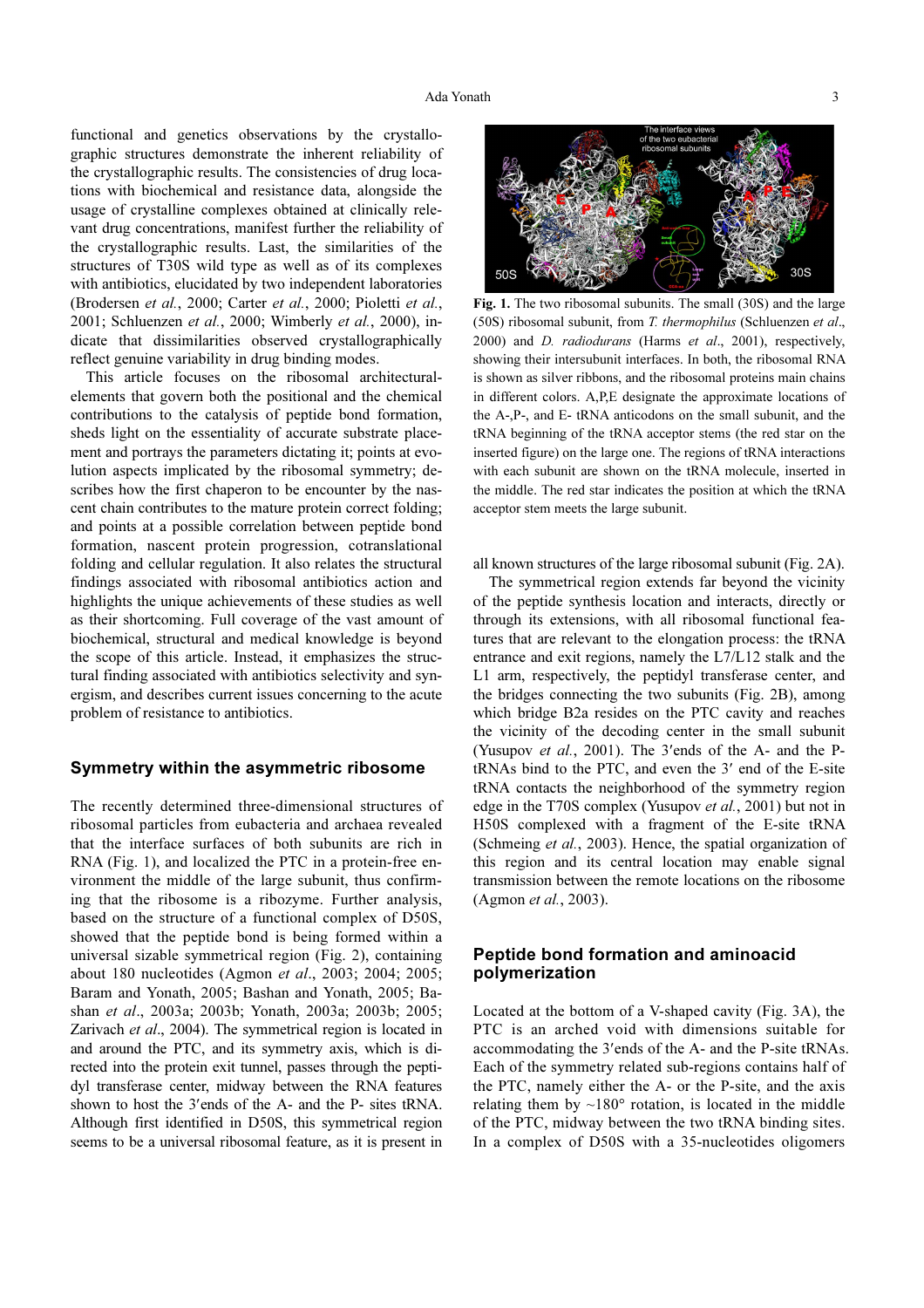functional and genetics observations by the crystallographic structures demonstrate the inherent reliability of the crystallographic results. The consistencies of drug locations with biochemical and resistance data, alongside the usage of crystalline complexes obtained at clinically relevant drug concentrations, manifest further the reliability of the crystallographic results. Last, the similarities of the structures of T30S wild type as well as of its complexes with antibiotics, elucidated by two independent laboratories (Brodersen *et al.*, 2000; Carter *et al.*, 2000; Pioletti *et al.*, 2001; Schluenzen *et al.*, 2000; Wimberly *et al.*, 2000), indicate that dissimilarities observed crystallographically reflect genuine variability in drug binding modes.

This article focuses on the ribosomal architectural-elements that govern both the positional and the chemical contributions to the catalysis of peptide bond formation, sheds light on the essentiality of accurate substrate placement and portrays the parameters dictating it; points at evolution aspects implicated by the ribosomal symmetry; describes how the first chaperon to be encounter by the nascent chain contributes to the mature protein correct folding; and points at a possible correlation between peptide bond formation, nascent protein progression, cotranslational folding and cellular regulation. It also relates the structural findings associated with ribosomal antibiotics action and highlights the unique achievements of these studies as well as their shortcoming. Full coverage of the vast amount of biochemical, structural and medical knowledge is beyond the scope of this article. Instead, it emphasizes the structural finding associated with antibiotics selectivity and synergism, and describes current issues concerning to the acute problem of resistance to antibiotics.

## Symmetry within the asymmetric ribosome

The recently determined three-dimensional structures of ribosomal particles from eubacteria and archaea revealed that the interface surfaces of both subunits are rich in RNA (Fig. 1), and localized the PTC in a protein-free environment the middle of the large subunit, thus confirming that the ribosome is a ribozyme. Further analysis, based on the structure of a functional complex of D50S, showed that the peptide bond is being formed within a universal sizable symmetrical region (Fig. 2), containing about 180 nucleotides (Agmon *et al*., 2003; 2004; 2005; Baram and Yonath, 2005; Bashan and Yonath, 2005; Bashan *et al*., 2003a; 2003b; Yonath, 2003a; 2003b; 2005; Zarivach *et al*., 2004). The symmetrical region is located in and around the PTC, and its symmetry axis, which is directed into the protein exit tunnel, passes through the peptidyl transferase center, midway between the RNA features shown to host the 3′ends of the A- and the P- sites tRNA. Although first identified in D50S, this symmetrical region seems to be a universal ribosomal feature, as it is present in all known structures of the large ribosomal subunit (Fig. 2A).

**Fig. 1.** The two ribosomal subunits. The small (30S) and the large (50S) ribosomal subunit, from *T. thermophilus* (Schluenzen *et al*., 2000) and *D. radiodurans* (Harms *et al*., 2001), respectively, showing their intersubunit interfaces. In both, the ribosomal RNA is shown as silver ribbons, and the ribosomal proteins main chains in different colors. A,P,E designate the approximate locations of the A-,P-, and E- tRNA anticodons on the small subunit, and the tRNA beginning of the tRNA acceptor stems (the red star on the inserted figure) on the large one. The regions of tRNA interactions with each subunit are shown on the tRNA molecule, inserted in the middle. The red star indicates the position at which the tRNA acceptor stem meets the large subunit.

The symmetrical region extends far beyond the vicinity of the peptide synthesis location and interacts, directly or through its extensions, with all ribosomal functional features that are relevant to the elongation process: the tRNA entrance and exit regions, namely the L7/L12 stalk and the L1 arm, respectively, the peptidyl transferase center, and the bridges connecting the two subunits (Fig. 2B), among which bridge B2a resides on the PTC cavity and reaches the vicinity of the decoding center in the small subunit (Yusupov *et al.*, 2001). The 3′ends of the A- and the P-tRNAs bind to the PTC, and even the 3′ end of the E-site tRNA contacts the neighborhood of the symmetry region edge in the T70S complex (Yusupov *et al.*, 2001) but not in H50S complexed with a fragment of the E-site tRNA (Schmeing *et al.*, 2003). Hence, the spatial organization of this region and its central location may enable signal transmission between the remote locations on the ribosome (Agmon *et al.*, 2003).

## Peptide bond formation and aminoacid polymerization

Located at the bottom of a V-shaped cavity (Fig. 3A), the PTC is an arched void with dimensions suitable for accommodating the 3′ends of the A- and the P-site tRNAs. Each of the symmetry related sub-regions contains half of the PTC, namely either the A- or the P-site, and the axis relating them by ~180° rotation, is located in the middle of the PTC, midway between the two tRNA binding sites. In a complex of D50S with a 35-nucleotides oligomers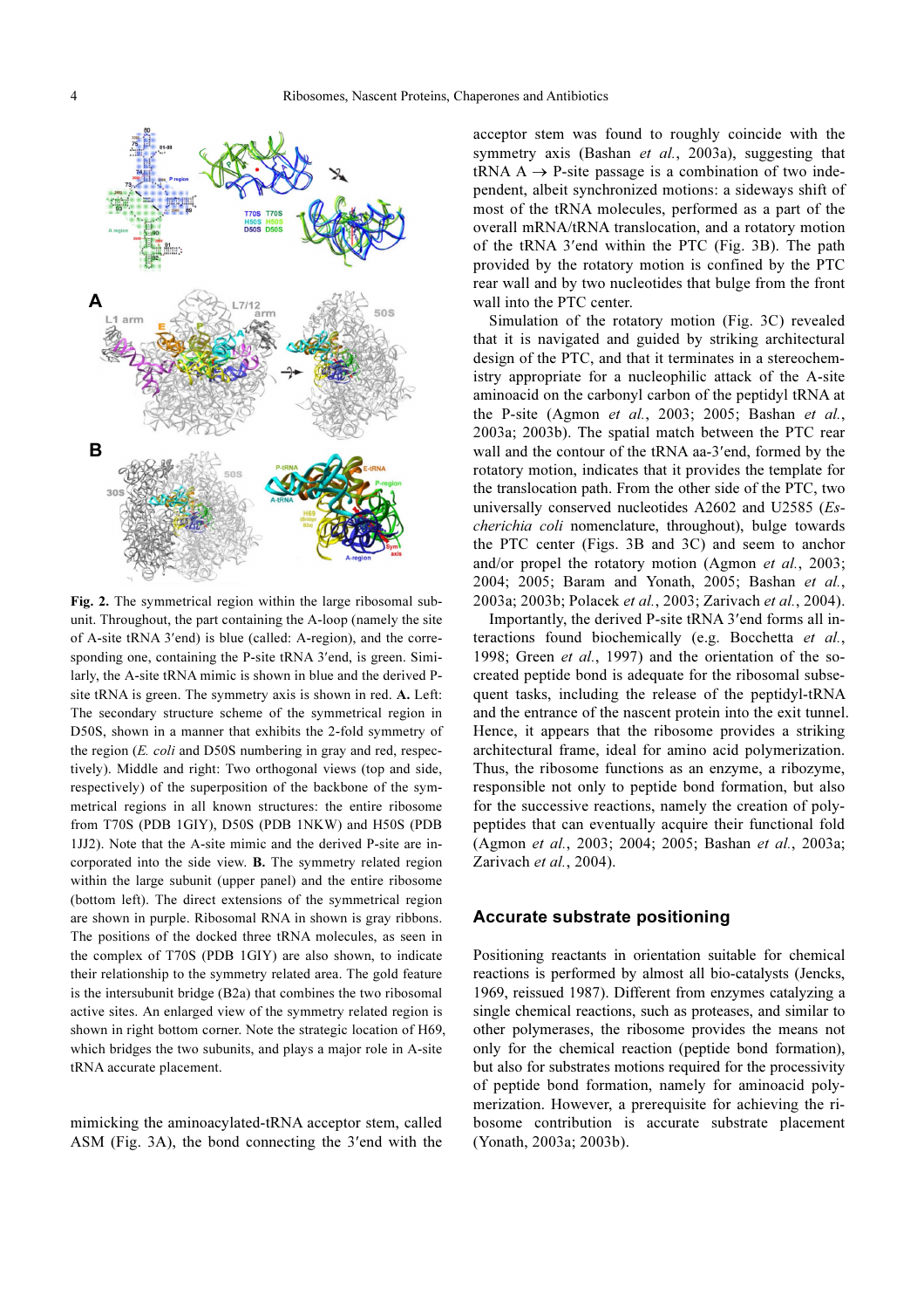**Fig. 2.** The symmetrical region within the large ribosomal subunit. Throughout, the part containing the A-loop (namely the site of A-site tRNA 3′end) is blue (called: A-region), and the corresponding one, containing the P-site tRNA 3′end, is green. Similarly, the A-site tRNA mimic is shown in blue and the derived P-site tRNA is green. The symmetry axis is shown in red. **A.** Left: The secondary structure scheme of the symmetrical region in D50S, shown in a manner that exhibits the 2-fold symmetry of the region (*E. coli* and D50S numbering in gray and red, respectively). Middle and right: Two orthogonal views (top and side, respectively) of the superposition of the backbone of the symmetrical regions in all known structures: the entire ribosome from T70S (PDB 1GIY), D50S (PDB 1NKW) and H50S (PDB 1JJ2). Note that the A-site mimic and the derived P-site are incorporated into the side view. **B.** The symmetry related region within the large subunit (upper panel) and the entire ribosome (bottom left). The direct extensions of the symmetrical region are shown in purple. Ribosomal RNA in shown is gray ribbons. The positions of the docked three tRNA molecules, as seen in the complex of T70S (PDB 1GIY) are also shown, to indicate their relationship to the symmetry related area. The gold feature is the intersubunit bridge (B2a) that combines the two ribosomal active sites. An enlarged view of the symmetry related region is shown in right bottom corner. Note the strategic location of H69, which bridges the two subunits, and plays a major role in A-site tRNA accurate placement.

mimicking the aminoacylated-tRNA acceptor stem, called ASM (Fig. 3A), the bond connecting the 3′end with the acceptor stem was found to roughly coincide with the symmetry axis (Bashan *et al.*, 2003a), suggesting that tRNA A → P-site passage is a combination of two independent, albeit synchronized motions: a sideways shift of most of the tRNA molecules, performed as a part of the overall mRNA/tRNA translocation, and a rotatory motion of the tRNA 3′end within the PTC (Fig. 3B). The path provided by the rotatory motion is confined by the PTC rear wall and by two nucleotides that bulge from the front wall into the PTC center.

Simulation of the rotatory motion (Fig. 3C) revealed that it is navigated and guided by striking architectural design of the PTC, and that it terminates in a stereochemistry appropriate for a nucleophilic attack of the A-site aminoacid on the carbonyl carbon of the peptidyl tRNA at the P-site (Agmon *et al.*, 2003; 2005; Bashan *et al.*, 2003a; 2003b). The spatial match between the PTC rear wall and the contour of the tRNA aa-3′end, formed by the rotatory motion, indicates that it provides the template for the translocation path. From the other side of the PTC, two universally conserved nucleotides A2602 and U2585 (*Escherichia coli* nomenclature, throughout), bulge towards the PTC center (Figs. 3B and 3C) and seem to anchor and/or propel the rotatory motion (Agmon *et al.*, 2003; 2004; 2005; Baram and Yonath, 2005; Bashan *et al.*, 2003a; 2003b; Polacek *et al.*, 2003; Zarivach *et al.*, 2004).

Importantly, the derived P-site tRNA 3′end forms all interactions found biochemically (e.g. Bocchetta *et al.*, 1998; Green *et al.*, 1997) and the orientation of the so-created peptide bond is adequate for the ribosomal subsequent tasks, including the release of the peptidyl-tRNA and the entrance of the nascent protein into the exit tunnel. Hence, it appears that the ribosome provides a striking architectural frame, ideal for amino acid polymerization. Thus, the ribosome functions as an enzyme, a ribozyme, responsible not only to peptide bond formation, but also for the successive reactions, namely the creation of polypeptides that can eventually acquire their functional fold (Agmon *et al.*, 2003; 2004; 2005; Bashan *et al.*, 2003a; Zarivach *et al.*, 2004).

## Accurate substrate positioning

Positioning reactants in orientation suitable for chemical reactions is performed by almost all bio-catalysts (Jencks, 1969, reissued 1987). Different from enzymes catalyzing a single chemical reactions, such as proteases, and similar to other polymerases, the ribosome provides the means not only for the chemical reaction (peptide bond formation), but also for substrates motions required for the processivity of peptide bond formation, namely for aminoacid polymerization. However, a prerequisite for achieving the ribosome contribution is accurate substrate placement (Yonath, 2003a; 2003b).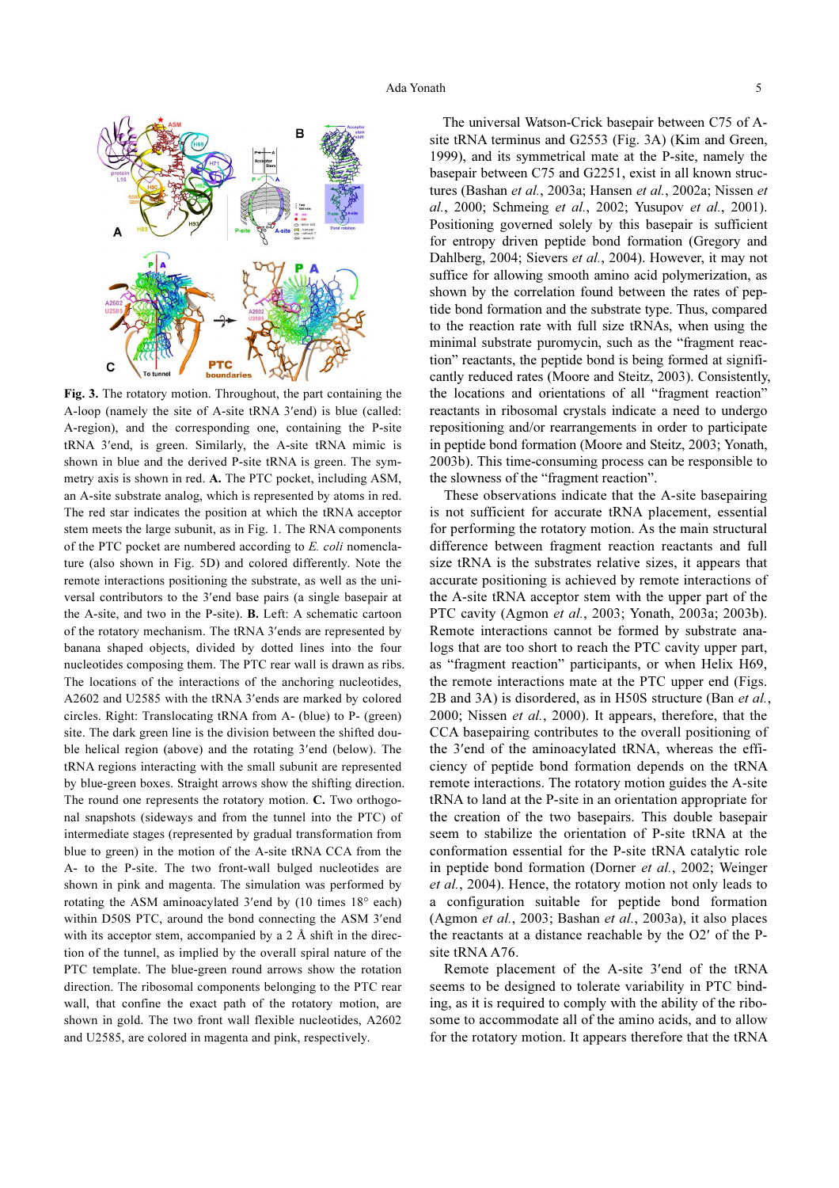**Fig. 3.** The rotatory motion. Throughout, the part containing the A-loop (namely the site of A-site tRNA 3′end) is blue (called: A-region), and the corresponding one, containing the P-site tRNA 3′end, is green. Similarly, the A-site tRNA mimic is shown in blue and the derived P-site tRNA is green. The symmetry axis is shown in red. **A.** The PTC pocket, including ASM, an A-site substrate analog, which is represented by atoms in red. The red star indicates the position at which the tRNA acceptor stem meets the large subunit, as in Fig. 1. The RNA components of the PTC pocket are numbered according to *E. coli* nomenclature (also shown in Fig. 5D) and colored differently. Note the remote interactions positioning the substrate, as well as the universal contributors to the 3′end base pairs (a single basepair at the A-site, and two in the P-site). **B.** Left: A schematic cartoon of the rotatory mechanism. The tRNA 3′ends are represented by banana shaped objects, divided by dotted lines into the four nucleotides composing them. The PTC rear wall is drawn as ribs. The locations of the interactions of the anchoring nucleotides, A2602 and U2585 with the tRNA 3′ends are marked by colored circles. Right: Translocating tRNA from A- (blue) to P- (green) site. The dark green line is the division between the shifted double helical region (above) and the rotating 3′end (below). The tRNA regions interacting with the small subunit are represented by blue-green boxes. Straight arrows show the shifting direction. The round one represents the rotatory motion. **C.** Two orthogonal snapshots (sideways and from the tunnel into the PTC) of intermediate stages (represented by gradual transformation from blue to green) in the motion of the A-site tRNA CCA from the A- to the P-site. The two front-wall bulged nucleotides are shown in pink and magenta. The simulation was performed by rotating the ASM aminoacylated 3′end by (10 times 18° each) within D50S PTC, around the bond connecting the ASM 3′end with its acceptor stem, accompanied by a 2 Å shift in the direction of the tunnel, as implied by the overall spiral nature of the PTC template. The blue-green round arrows show the rotation direction. The ribosomal components belonging to the PTC rear wall, that confine the exact path of the rotatory motion, are shown in gold. The two front wall flexible nucleotides, A2602 and U2585, are colored in magenta and pink, respectively.

The universal Watson-Crick basepair between C75 of A-site tRNA terminus and G2553 (Fig. 3A) (Kim and Green, 1999), and its symmetrical mate at the P-site, namely the basepair between C75 and G2251, exist in all known structures (Bashan *et al.*, 2003a; Hansen *et al.*, 2002a; Nissen *et al.*, 2000; Schmeing *et al.*, 2002; Yusupov *et al.*, 2001). Positioning governed solely by this basepair is sufficient for entropy driven peptide bond formation (Gregory and Dahlberg, 2004; Sievers *et al.*, 2004). However, it may not suffice for allowing smooth amino acid polymerization, as shown by the correlation found between the rates of peptide bond formation and the substrate type. Thus, compared to the reaction rate with full size tRNAs, when using the minimal substrate puromycin, such as the "fragment reaction" reactants, the peptide bond is being formed at significantly reduced rates (Moore and Steitz, 2003). Consistently, the locations and orientations of all "fragment reaction" reactants in ribosomal crystals indicate a need to undergo repositioning and/or rearrangements in order to participate in peptide bond formation (Moore and Steitz, 2003; Yonath, 2003b). This time-consuming process can be responsible to the slowness of the "fragment reaction".

These observations indicate that the A-site basepairing is not sufficient for accurate tRNA placement, essential for performing the rotatory motion. As the main structural difference between fragment reaction reactants and full size tRNA is the substrates relative sizes, it appears that accurate positioning is achieved by remote interactions of the A-site tRNA acceptor stem with the upper part of the PTC cavity (Agmon *et al.*, 2003; Yonath, 2003a; 2003b). Remote interactions cannot be formed by substrate analogs that are too short to reach the PTC cavity upper part, as "fragment reaction" participants, or when Helix H69, the remote interactions mate at the PTC upper end (Figs. 2B and 3A) is disordered, as in H50S structure (Ban *et al.*, 2000; Nissen *et al.*, 2000). It appears, therefore, that the CCA basepairing contributes to the overall positioning of the 3′end of the aminoacylated tRNA, whereas the efficiency of peptide bond formation depends on the tRNA remote interactions. The rotatory motion guides the A-site tRNA to land at the P-site in an orientation appropriate for the creation of the two basepairs. This double basepair seem to stabilize the orientation of P-site tRNA at the conformation essential for the P-site tRNA catalytic role in peptide bond formation (Dorner *et al.*, 2002; Weinger *et al.*, 2004). Hence, the rotatory motion not only leads to a configuration suitable for peptide bond formation (Agmon *et al.*, 2003; Bashan *et al.*, 2003a), it also places the reactants at a distance reachable by the O2′ of the P-site tRNA A76.

Remote placement of the A-site 3′end of the tRNA seems to be designed to tolerate variability in PTC binding, as it is required to comply with the ability of the ribosome to accommodate all of the amino acids, and to allow for the rotatory motion. It appears therefore that the tRNA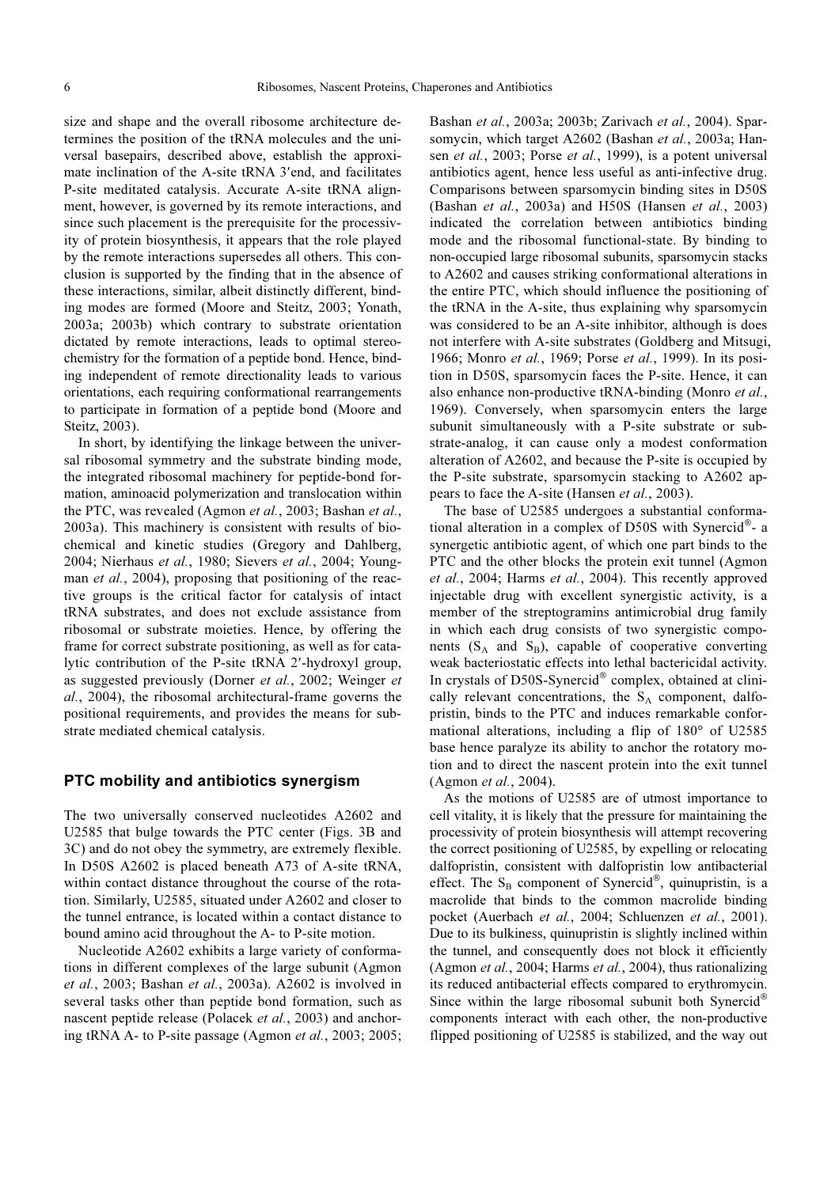size and shape and the overall ribosome architecture determines the position of the tRNA molecules and the universal basepairs, described above, establish the approximate inclination of the A-site tRNA 3′end, and facilitates P-site meditated catalysis. Accurate A-site tRNA alignment, however, is governed by its remote interactions, and since such placement is the prerequisite for the processivity of protein biosynthesis, it appears that the role played by the remote interactions supersedes all others. This conclusion is supported by the finding that in the absence of these interactions, similar, albeit distinctly different, binding modes are formed (Moore and Steitz, 2003; Yonath, 2003a; 2003b) which contrary to substrate orientation dictated by remote interactions, leads to optimal stereochemistry for the formation of a peptide bond. Hence, binding independent of remote directionality leads to various orientations, each requiring conformational rearrangements to participate in formation of a peptide bond (Moore and Steitz, 2003).

In short, by identifying the linkage between the universal ribosomal symmetry and the substrate binding mode, the integrated ribosomal machinery for peptide-bond formation, aminoacid polymerization and translocation within the PTC, was revealed (Agmon *et al.*, 2003; Bashan *et al.*, 2003a). This machinery is consistent with results of biochemical and kinetic studies (Gregory and Dahlberg, 2004; Nierhaus *et al.*, 1980; Sievers *et al.*, 2004; Youngman *et al.*, 2004), proposing that positioning of the reactive groups is the critical factor for catalysis of intact tRNA substrates, and does not exclude assistance from ribosomal or substrate moieties. Hence, by offering the frame for correct substrate positioning, as well as for catalytic contribution of the P-site tRNA 2′-hydroxyl group, as suggested previously (Dorner *et al.*, 2002; Weinger *et al.*, 2004), the ribosomal architectural-frame governs the positional requirements, and provides the means for substrate mediated chemical catalysis.

## PTC mobility and antibiotics synergism

The two universally conserved nucleotides A2602 and U2585 that bulge towards the PTC center (Figs. 3B and 3C) and do not obey the symmetry, are extremely flexible. In D50S A2602 is placed beneath A73 of A-site tRNA, within contact distance throughout the course of the rotation. Similarly, U2585, situated under A2602 and closer to the tunnel entrance, is located within a contact distance to bound amino acid throughout the A- to P-site motion.

Nucleotide A2602 exhibits a large variety of conformations in different complexes of the large subunit (Agmon *et al.*, 2003; Bashan *et al.*, 2003a). A2602 is involved in several tasks other than peptide bond formation, such as nascent peptide release (Polacek *et al.*, 2003) and anchoring tRNA A- to P-site passage (Agmon *et al.*, 2003; 2005; Bashan *et al.*, 2003a; 2003b; Zarivach *et al.*, 2004). Sparsomycin, which target A2602 (Bashan *et al.*, 2003a; Hansen *et al.*, 2003; Porse *et al.*, 1999), is a potent universal antibiotics agent, hence less useful as anti-infective drug. Comparisons between sparsomycin binding sites in D50S (Bashan *et al.*, 2003a) and H50S (Hansen *et al.*, 2003) indicated the correlation between antibiotics binding mode and the ribosomal functional-state. By binding to non-occupied large ribosomal subunits, sparsomycin stacks to A2602 and causes striking conformational alterations in the entire PTC, which should influence the positioning of the tRNA in the A-site, thus explaining why sparsomycin was considered to be an A-site inhibitor, although is does not interfere with A-site substrates (Goldberg and Mitsugi, 1966; Monro *et al.*, 1969; Porse *et al.*, 1999). In its position in D50S, sparsomycin faces the P-site. Hence, it can also enhance non-productive tRNA-binding (Monro *et al.*, 1969). Conversely, when sparsomycin enters the large subunit simultaneously with a P-site substrate or substrate-analog, it can cause only a modest conformation alteration of A2602, and because the P-site is occupied by the P-site substrate, sparsomycin stacking to A2602 appears to face the A-site (Hansen *et al.*, 2003).

The base of U2585 undergoes a substantial conformational alteration in a complex of D50S with Synercid®- a synergetic antibiotic agent, of which one part binds to the PTC and the other blocks the protein exit tunnel (Agmon *et al.*, 2004; Harms *et al.*, 2004). This recently approved injectable drug with excellent synergistic activity, is a member of the streptogramins antimicrobial drug family in which each drug consists of two synergistic components ($S_A$ and $S_B$), capable of cooperative converting weak bacteriostatic effects into lethal bactericidal activity. In crystals of D50S-Synercid® complex, obtained at clinically relevant concentrations, the $S_A$ component, dalfopristin, binds to the PTC and induces remarkable conformational alterations, including a flip of 180° of U2585 base hence paralyze its ability to anchor the rotatory motion and to direct the nascent protein into the exit tunnel (Agmon *et al.*, 2004).

As the motions of U2585 are of utmost importance to cell vitality, it is likely that the pressure for maintaining the processivity of protein biosynthesis will attempt recovering the correct positioning of U2585, by expelling or relocating dalfopristin, consistent with dalfopristin low antibacterial effect. The $S_B$ component of Synercid®, quinupristin, is a macrolide that binds to the common macrolide binding pocket (Auerbach *et al.*, 2004; Schluenzen *et al.*, 2001). Due to its bulkiness, quinupristin is slightly inclined within the tunnel, and consequently does not block it efficiently (Agmon *et al.*, 2004; Harms *et al.*, 2004), thus rationalizing its reduced antibacterial effects compared to erythromycin. Since within the large ribosomal subunit both Synercid® components interact with each other, the non-productive flipped positioning of U2585 is stabilized, and the way out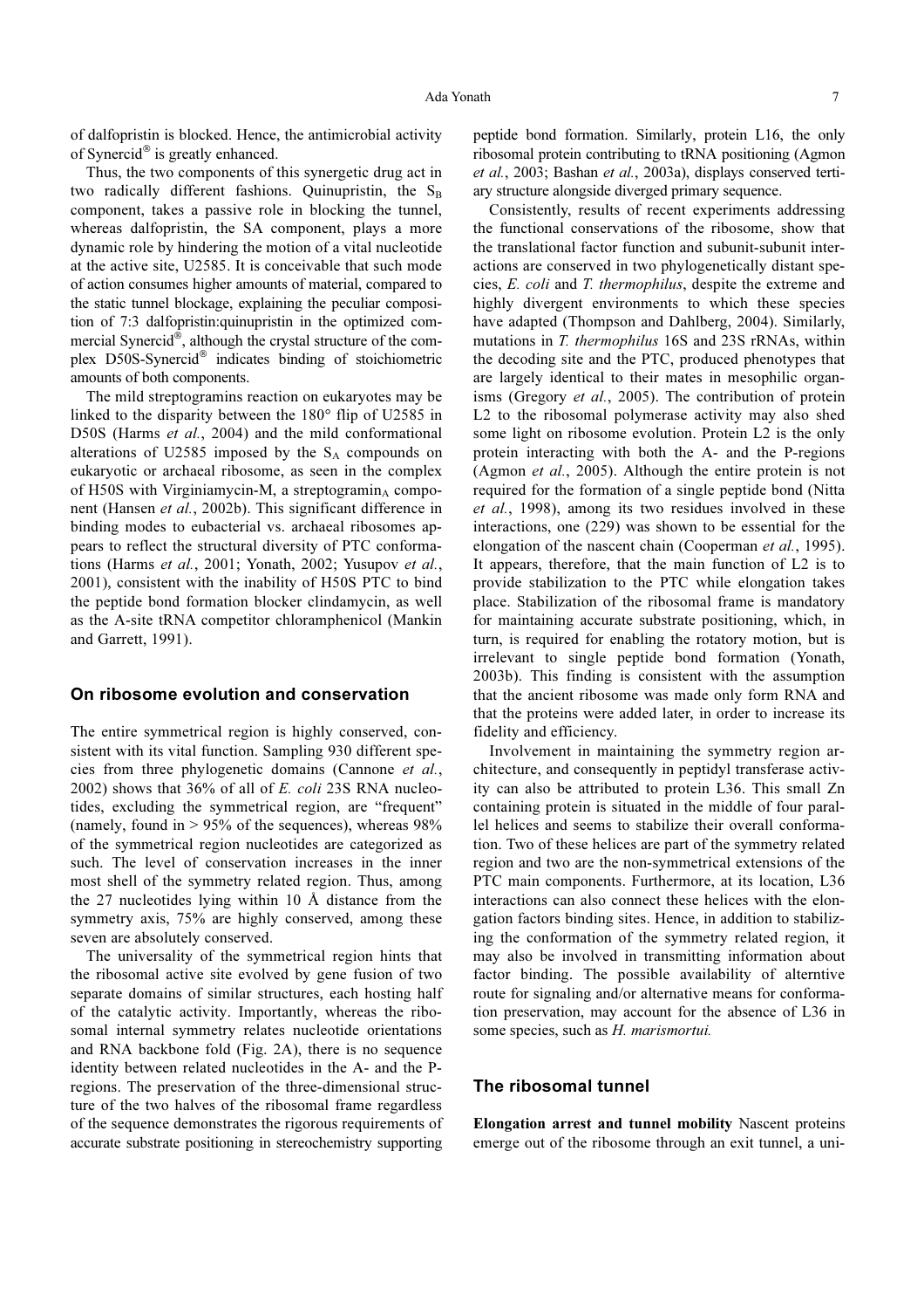of dalfopristin is blocked. Hence, the antimicrobial activity of Synercid® is greatly enhanced.

Thus, the two components of this synergetic drug act in two radically different fashions. Quinupristin, the $S_B$ component, takes a passive role in blocking the tunnel, whereas dalfopristin, the SA component, plays a more dynamic role by hindering the motion of a vital nucleotide at the active site, U2585. It is conceivable that such mode of action consumes higher amounts of material, compared to the static tunnel blockage, explaining the peculiar composition of 7:3 dalfopristin:quinupristin in the optimized commercial Synercid®, although the crystal structure of the complex D50S-Synercid® indicates binding of stoichiometric amounts of both components.

The mild streptogramins reaction on eukaryotes may be linked to the disparity between the 180° flip of U2585 in D50S (Harms *et al.*, 2004) and the mild conformational alterations of U2585 imposed by the $S_A$ compounds on eukaryotic or archaeal ribosome, as seen in the complex of H50S with Virginiamycin-M, a streptogramin$_A$ component (Hansen *et al.*, 2002b). This significant difference in binding modes to eubacterial vs. archaeal ribosomes appears to reflect the structural diversity of PTC conformations (Harms *et al.*, 2001; Yonath, 2002; Yusupov *et al.*, 2001), consistent with the inability of H50S PTC to bind the peptide bond formation blocker clindamycin, as well as the A-site tRNA competitor chloramphenicol (Mankin and Garrett, 1991).

## On ribosome evolution and conservation

The entire symmetrical region is highly conserved, consistent with its vital function. Sampling 930 different species from three phylogenetic domains (Cannone *et al.*, 2002) shows that 36% of all of *E. coli* 23S RNA nucleotides, excluding the symmetrical region, are "frequent" (namely, found in > 95% of the sequences), whereas 98% of the symmetrical region nucleotides are categorized as such. The level of conservation increases in the inner most shell of the symmetry related region. Thus, among the 27 nucleotides lying within 10 Å distance from the symmetry axis, 75% are highly conserved, among these seven are absolutely conserved.

The universality of the symmetrical region hints that the ribosomal active site evolved by gene fusion of two separate domains of similar structures, each hosting half of the catalytic activity. Importantly, whereas the ribosomal internal symmetry relates nucleotide orientations and RNA backbone fold (Fig. 2A), there is no sequence identity between related nucleotides in the A- and the P-regions. The preservation of the three-dimensional structure of the two halves of the ribosomal frame regardless of the sequence demonstrates the rigorous requirements of accurate substrate positioning in stereochemistry supporting peptide bond formation. Similarly, protein L16, the only ribosomal protein contributing to tRNA positioning (Agmon *et al.*, 2003; Bashan *et al.*, 2003a), displays conserved tertiary structure alongside diverged primary sequence.

Consistently, results of recent experiments addressing the functional conservations of the ribosome, show that the translational factor function and subunit-subunit interactions are conserved in two phylogenetically distant species, *E. coli* and *T. thermophilus*, despite the extreme and highly divergent environments to which these species have adapted (Thompson and Dahlberg, 2004). Similarly, mutations in *T. thermophilus* 16S and 23S rRNAs, within the decoding site and the PTC, produced phenotypes that are largely identical to their mates in mesophilic organisms (Gregory *et al.*, 2005). The contribution of protein L2 to the ribosomal polymerase activity may also shed some light on ribosome evolution. Protein L2 is the only protein interacting with both the A- and the P-regions (Agmon *et al.*, 2005). Although the entire protein is not required for the formation of a single peptide bond (Nitta *et al.*, 1998), among its two residues involved in these interactions, one (229) was shown to be essential for the elongation of the nascent chain (Cooperman *et al.*, 1995). It appears, therefore, that the main function of L2 is to provide stabilization to the PTC while elongation takes place. Stabilization of the ribosomal frame is mandatory for maintaining accurate substrate positioning, which, in turn, is required for enabling the rotatory motion, but is irrelevant to single peptide bond formation (Yonath, 2003b). This finding is consistent with the assumption that the ancient ribosome was made only form RNA and that the proteins were added later, in order to increase its fidelity and efficiency.

Involvement in maintaining the symmetry region architecture, and consequently in peptidyl transferase activity can also be attributed to protein L36. This small Zn containing protein is situated in the middle of four parallel helices and seems to stabilize their overall conformation. Two of these helices are part of the symmetry related region and two are the non-symmetrical extensions of the PTC main components. Furthermore, at its location, L36 interactions can also connect these helices with the elongation factors binding sites. Hence, in addition to stabilizing the conformation of the symmetry related region, it may also be involved in transmitting information about factor binding. The possible availability of alterntive route for signaling and/or alternative means for conformation preservation, may account for the absence of L36 in some species, such as *H. marismortui.*

## The ribosomal tunnel

**Elongation arrest and tunnel mobility** Nascent proteins emerge out of the ribosome through an exit tunnel, a uni-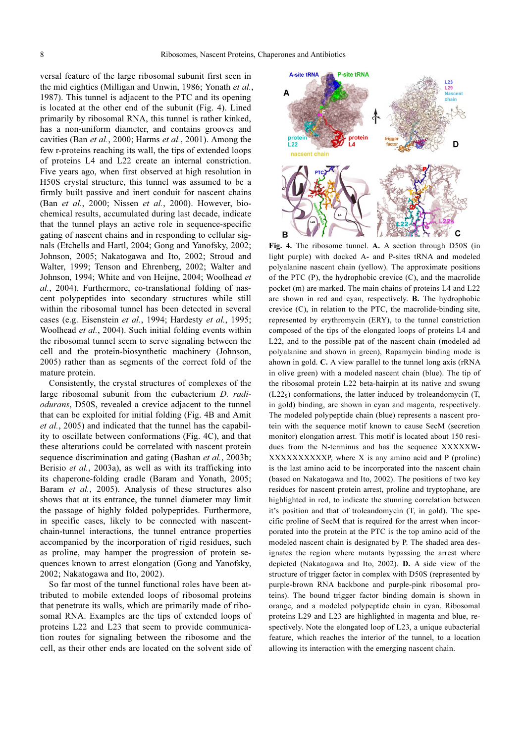versal feature of the large ribosomal subunit first seen in the mid eighties (Milligan and Unwin, 1986; Yonath *et al.*, 1987). This tunnel is adjacent to the PTC and its opening is located at the other end of the subunit (Fig. 4). Lined primarily by ribosomal RNA, this tunnel is rather kinked, has a non-uniform diameter, and contains grooves and cavities (Ban *et al.*, 2000; Harms *et al.*, 2001). Among the few r-proteins reaching its wall, the tips of extended loops of proteins L4 and L22 create an internal constriction. Five years ago, when first observed at high resolution in H50S crystal structure, this tunnel was assumed to be a firmly built passive and inert conduit for nascent chains (Ban *et al.*, 2000; Nissen *et al.*, 2000). However, biochemical results, accumulated during last decade, indicate that the tunnel plays an active role in sequence-specific gating of nascent chains and in responding to cellular signals (Etchells and Hartl, 2004; Gong and Yanofsky, 2002; Johnson, 2005; Nakatogawa and Ito, 2002; Stroud and Walter, 1999; Tenson and Ehrenberg, 2002; Walter and Johnson, 1994; White and von Heijne, 2004; Woolhead *et al.*, 2004). Furthermore, co-translational folding of nascent polypeptides into secondary structures while still within the ribosomal tunnel has been detected in several cases (e.g. Eisenstein *et al.*, 1994; Hardesty *et al.*, 1995; Woolhead *et al.*, 2004). Such initial folding events within the ribosomal tunnel seem to serve signaling between the cell and the protein-biosynthetic machinery (Johnson, 2005) rather than as segments of the correct fold of the mature protein.

Consistently, the crystal structures of complexes of the large ribosomal subunit from the eubacterium *D. radiodurans*, D50S, revealed a crevice adjacent to the tunnel that can be exploited for initial folding (Fig. 4B and Amit *et al.*, 2005) and indicated that the tunnel has the capability to oscillate between conformations (Fig. 4C), and that these alterations could be correlated with nascent protein sequence discrimination and gating (Bashan *et al.*, 2003b; Berisio *et al.*, 2003a), as well as with its trafficking into its chaperone-folding cradle (Baram and Yonath, 2005; Baram *et al.*, 2005). Analysis of these structures also shows that at its entrance, the tunnel diameter may limit the passage of highly folded polypeptides. Furthermore, in specific cases, likely to be connected with nascent-chain-tunnel interactions, the tunnel entrance properties accompanied by the incorporation of rigid residues, such as proline, may hamper the progression of protein sequences known to arrest elongation (Gong and Yanofsky, 2002; Nakatogawa and Ito, 2002).

So far most of the tunnel functional roles have been attributed to mobile extended loops of ribosomal proteins that penetrate its walls, which are primarily made of ribosomal RNA. Examples are the tips of extended loops of proteins L22 and L23 that seem to provide communication routes for signaling between the ribosome and the cell, as their other ends are located on the solvent side of

**Fig. 4.** The ribosome tunnel. **A.** A section through D50S (in light purple) with docked A- and P-sites tRNA and modeled polyalanine nascent chain (yellow). The approximate positions of the PTC (P), the hydrophobic crevice (C), and the macrolide pocket (m) are marked. The main chains of proteins L4 and L22 are shown in red and cyan, respectively. **B.** The hydrophobic crevice (C), in relation to the PTC, the macrolide-binding site, represented by erythromycin (ERY), to the tunnel constriction composed of the tips of the elongated loops of proteins L4 and L22, and to the possible pat of the nascent chain (modeled ad polyalanine and shown in green), Rapamycin binding mode is ahown in gold. **C.** A view parallel to the tunnel long axis (rRNA in olive green) with a modeled nascent chain (blue). The tip of the ribosomal protein L22 beta-hairpin at its native and swung ($L22_S$) conformations, the latter induced by troleandomycin (T, in gold) binding, are shown in cyan and magenta, respectively. The modeled polypeptide chain (blue) represents a nascent protein with the sequence motif known to cause SecM (secretion monitor) elongation arrest. This motif is located about 150 residues from the N-terminus and has the sequence XXXXXW-XXXXXXXXXXP, where X is any amino acid and P (proline) is the last amino acid to be incorporated into the nascent chain (based on Nakatogawa and Ito, 2002). The positions of two key residues for nascent protein arrest, proline and tryptophane, are highlighted in red, to indicate the stunning correlation between it's position and that of troleandomycin (T, in gold). The specific proline of SecM that is required for the arrest when incorporated into the protein at the PTC is the top amino acid of the modeled nascent chain is designated by P. The shaded area designates the region where mutants bypassing the arrest where depicted (Nakatogawa and Ito, 2002). **D.** A side view of the structure of trigger factor in complex with D50S (represented by purple-brown RNA backbone and purple-pink ribosomal proteins). The bound trigger factor binding domain is shown in orange, and a modeled polypeptide chain in cyan. Ribosomal proteins L29 and L23 are highlighted in magenta and blue, respectively. Note the elongated loop of L23, a unique eubacterial feature, which reaches the interior of the tunnel, to a location allowing its interaction with the emerging nascent chain.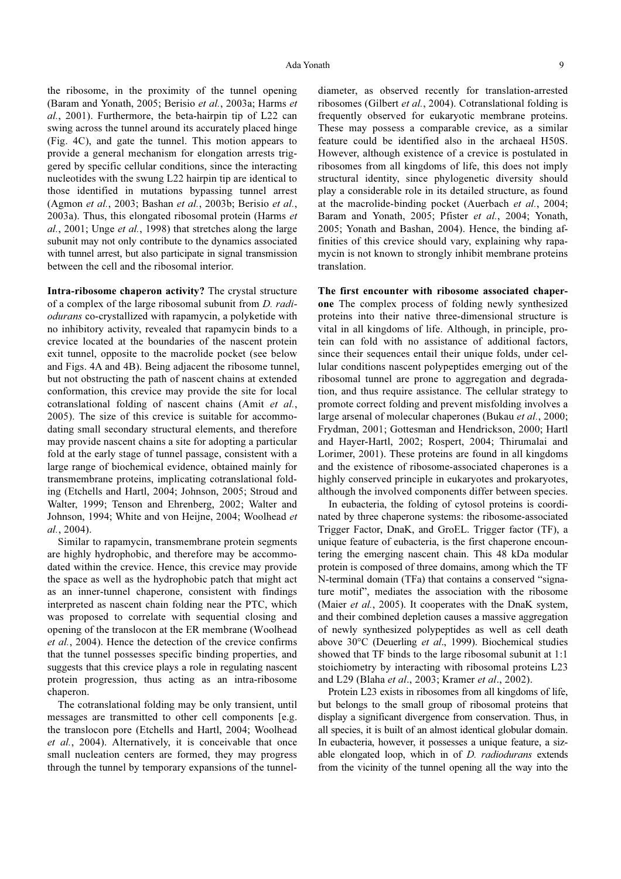the ribosome, in the proximity of the tunnel opening (Baram and Yonath, 2005; Berisio *et al.*, 2003a; Harms *et al.*, 2001). Furthermore, the beta-hairpin tip of L22 can swing across the tunnel around its accurately placed hinge (Fig. 4C), and gate the tunnel. This motion appears to provide a general mechanism for elongation arrests triggered by specific cellular conditions, since the interacting nucleotides with the swung L22 hairpin tip are identical to those identified in mutations bypassing tunnel arrest (Agmon *et al.*, 2003; Bashan *et al.*, 2003b; Berisio *et al.*, 2003a). Thus, this elongated ribosomal protein (Harms *et al.*, 2001; Unge *et al.*, 1998) that stretches along the large subunit may not only contribute to the dynamics associated with tunnel arrest, but also participate in signal transmission between the cell and the ribosomal interior.

**Intra-ribosome chaperon activity?** The crystal structure of a complex of the large ribosomal subunit from *D. radiodurans* co-crystallized with rapamycin, a polyketide with no inhibitory activity, revealed that rapamycin binds to a crevice located at the boundaries of the nascent protein exit tunnel, opposite to the macrolide pocket (see below and Figs. 4A and 4B). Being adjacent the ribosome tunnel, but not obstructing the path of nascent chains at extended conformation, this crevice may provide the site for local cotranslational folding of nascent chains (Amit *et al.*, 2005). The size of this crevice is suitable for accommodating small secondary structural elements, and therefore may provide nascent chains a site for adopting a particular fold at the early stage of tunnel passage, consistent with a large range of biochemical evidence, obtained mainly for transmembrane proteins, implicating cotranslational folding (Etchells and Hartl, 2004; Johnson, 2005; Stroud and Walter, 1999; Tenson and Ehrenberg, 2002; Walter and Johnson, 1994; White and von Heijne, 2004; Woolhead *et al.*, 2004).

Similar to rapamycin, transmembrane protein segments are highly hydrophobic, and therefore may be accommodated within the crevice. Hence, this crevice may provide the space as well as the hydrophobic patch that might act as an inner-tunnel chaperone, consistent with findings interpreted as nascent chain folding near the PTC, which was proposed to correlate with sequential closing and opening of the translocon at the ER membrane (Woolhead *et al.*, 2004). Hence the detection of the crevice confirms that the tunnel possesses specific binding properties, and suggests that this crevice plays a role in regulating nascent protein progression, thus acting as an intra-ribosome chaperon.

The cotranslational folding may be only transient, until messages are transmitted to other cell components [e.g. the translocon pore (Etchells and Hartl, 2004; Woolhead *et al.*, 2004). Alternatively, it is conceivable that once small nucleation centers are formed, they may progress through the tunnel by temporary expansions of the tunnel-diameter, as observed recently for translation-arrested ribosomes (Gilbert *et al.*, 2004). Cotranslational folding is frequently observed for eukaryotic membrane proteins. These may possess a comparable crevice, as a similar feature could be identified also in the archaeal H50S. However, although existence of a crevice is postulated in ribosomes from all kingdoms of life, this does not imply structural identity, since phylogenetic diversity should play a considerable role in its detailed structure, as found at the macrolide-binding pocket (Auerbach *et al.*, 2004; Baram and Yonath, 2005; Pfister *et al.*, 2004; Yonath, 2005; Yonath and Bashan, 2004). Hence, the binding affinities of this crevice should vary, explaining why rapamycin is not known to strongly inhibit membrane proteins translation.

**The first encounter with ribosome associated chaperone** The complex process of folding newly synthesized proteins into their native three-dimensional structure is vital in all kingdoms of life. Although, in principle, protein can fold with no assistance of additional factors, since their sequences entail their unique folds, under cellular conditions nascent polypeptides emerging out of the ribosomal tunnel are prone to aggregation and degradation, and thus require assistance. The cellular strategy to promote correct folding and prevent misfolding involves a large arsenal of molecular chaperones (Bukau *et al.*, 2000; Frydman, 2001; Gottesman and Hendrickson, 2000; Hartl and Hayer-Hartl, 2002; Rospert, 2004; Thirumalai and Lorimer, 2001). These proteins are found in all kingdoms and the existence of ribosome-associated chaperones is a highly conserved principle in eukaryotes and prokaryotes, although the involved components differ between species.

In eubacteria, the folding of cytosol proteins is coordinated by three chaperone systems: the ribosome-associated Trigger Factor, DnaK, and GroEL. Trigger factor (TF), a unique feature of eubacteria, is the first chaperone encountering the emerging nascent chain. This 48 kDa modular protein is composed of three domains, among which the TF N-terminal domain (TFa) that contains a conserved "signature motif", mediates the association with the ribosome (Maier *et al.*, 2005). It cooperates with the DnaK system, and their combined depletion causes a massive aggregation of newly synthesized polypeptides as well as cell death above 30°C (Deuerling *et al*., 1999). Biochemical studies showed that TF binds to the large ribosomal subunit at 1:1 stoichiometry by interacting with ribosomal proteins L23 and L29 (Blaha *et al*., 2003; Kramer *et al*., 2002).

Protein L23 exists in ribosomes from all kingdoms of life, but belongs to the small group of ribosomal proteins that display a significant divergence from conservation. Thus, in all species, it is built of an almost identical globular domain. In eubacteria, however, it possesses a unique feature, a sizable elongated loop, which in of *D. radiodurans* extends from the vicinity of the tunnel opening all the way into the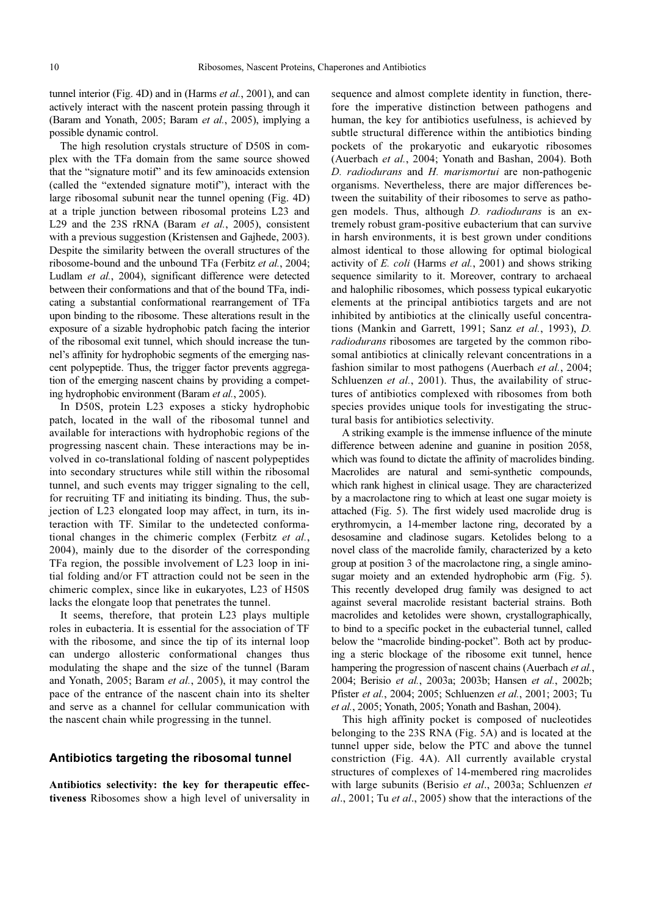tunnel interior (Fig. 4D) and in (Harms *et al.*, 2001), and can actively interact with the nascent protein passing through it (Baram and Yonath, 2005; Baram *et al.*, 2005), implying a possible dynamic control.

The high resolution crystals structure of D50S in complex with the TFa domain from the same source showed that the "signature motif" and its few aminoacids extension (called the "extended signature motif"), interact with the large ribosomal subunit near the tunnel opening (Fig. 4D) at a triple junction between ribosomal proteins L23 and L29 and the 23S rRNA (Baram *et al.*, 2005), consistent with a previous suggestion (Kristensen and Gajhede, 2003). Despite the similarity between the overall structures of the ribosome-bound and the unbound TFa (Ferbitz *et al.*, 2004; Ludlam *et al.*, 2004), significant difference were detected between their conformations and that of the bound TFa, indicating a substantial conformational rearrangement of TFa upon binding to the ribosome. These alterations result in the exposure of a sizable hydrophobic patch facing the interior of the ribosomal exit tunnel, which should increase the tunnel's affinity for hydrophobic segments of the emerging nascent polypeptide. Thus, the trigger factor prevents aggregation of the emerging nascent chains by providing a competing hydrophobic environment (Baram *et al.*, 2005).

In D50S, protein L23 exposes a sticky hydrophobic patch, located in the wall of the ribosomal tunnel and available for interactions with hydrophobic regions of the progressing nascent chain. These interactions may be involved in co-translational folding of nascent polypeptides into secondary structures while still within the ribosomal tunnel, and such events may trigger signaling to the cell, for recruiting TF and initiating its binding. Thus, the subjection of L23 elongated loop may affect, in turn, its interaction with TF. Similar to the undetected conformational changes in the chimeric complex (Ferbitz *et al.*, 2004), mainly due to the disorder of the corresponding TFa region, the possible involvement of L23 loop in initial folding and/or FT attraction could not be seen in the chimeric complex, since like in eukaryotes, L23 of H50S lacks the elongate loop that penetrates the tunnel.

It seems, therefore, that protein L23 plays multiple roles in eubacteria. It is essential for the association of TF with the ribosome, and since the tip of its internal loop can undergo allosteric conformational changes thus modulating the shape and the size of the tunnel (Baram and Yonath, 2005; Baram *et al.*, 2005), it may control the pace of the entrance of the nascent chain into its shelter and serve as a channel for cellular communication with the nascent chain while progressing in the tunnel.

## Antibiotics targeting the ribosomal tunnel

**Antibiotics selectivity: the key for therapeutic effectiveness** Ribosomes show a high level of universality in sequence and almost complete identity in function, therefore the imperative distinction between pathogens and human, the key for antibiotics usefulness, is achieved by subtle structural difference within the antibiotics binding pockets of the prokaryotic and eukaryotic ribosomes (Auerbach *et al.*, 2004; Yonath and Bashan, 2004). Both *D. radiodurans* and *H. marismortui* are non-pathogenic organisms. Nevertheless, there are major differences between the suitability of their ribosomes to serve as pathogen models. Thus, although *D. radiodurans* is an extremely robust gram-positive eubacterium that can survive in harsh environments, it is best grown under conditions almost identical to those allowing for optimal biological activity of *E. coli* (Harms *et al.*, 2001) and shows striking sequence similarity to it. Moreover, contrary to archaeal and halophilic ribosomes, which possess typical eukaryotic elements at the principal antibiotics targets and are not inhibited by antibiotics at the clinically useful concentrations (Mankin and Garrett, 1991; Sanz *et al.*, 1993), *D. radiodurans* ribosomes are targeted by the common ribosomal antibiotics at clinically relevant concentrations in a fashion similar to most pathogens (Auerbach *et al.*, 2004; Schluenzen *et al.*, 2001). Thus, the availability of structures of antibiotics complexed with ribosomes from both species provides unique tools for investigating the structural basis for antibiotics selectivity.

A striking example is the immense influence of the minute difference between adenine and guanine in position 2058, which was found to dictate the affinity of macrolides binding. Macrolides are natural and semi-synthetic compounds, which rank highest in clinical usage. They are characterized by a macrolactone ring to which at least one sugar moiety is attached (Fig. 5). The first widely used macrolide drug is erythromycin, a 14-member lactone ring, decorated by a desosamine and cladinose sugars. Ketolides belong to a novel class of the macrolide family, characterized by a keto group at position 3 of the macrolactone ring, a single aminosugar moiety and an extended hydrophobic arm (Fig. 5). This recently developed drug family was designed to act against several macrolide resistant bacterial strains. Both macrolides and ketolides were shown, crystallographically, to bind to a specific pocket in the eubacterial tunnel, called below the "macrolide binding-pocket". Both act by producing a steric blockage of the ribosome exit tunnel, hence hampering the progression of nascent chains (Auerbach *et al.*, 2004; Berisio *et al.*, 2003a; 2003b; Hansen *et al.*, 2002b; Pfister *et al.*, 2004; 2005; Schluenzen *et al.*, 2001; 2003; Tu *et al.*, 2005; Yonath, 2005; Yonath and Bashan, 2004).

This high affinity pocket is composed of nucleotides belonging to the 23S RNA (Fig. 5A) and is located at the tunnel upper side, below the PTC and above the tunnel constriction (Fig. 4A). All currently available crystal structures of complexes of 14-membered ring macrolides with large subunits (Berisio *et al*., 2003a; Schluenzen *et al*., 2001; Tu *et al*., 2005) show that the interactions of the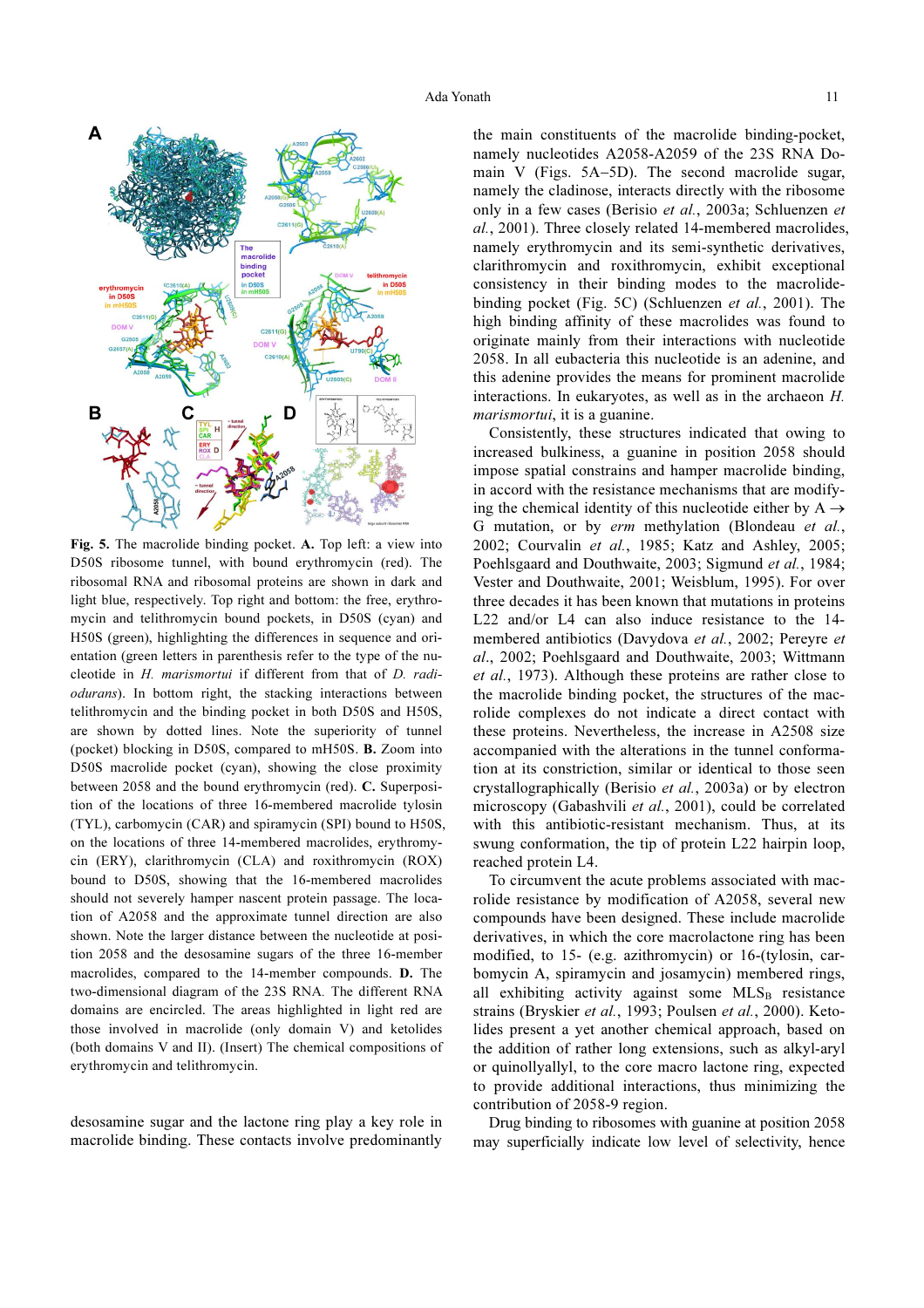**Fig. 5.** The macrolide binding pocket. **A.** Top left: a view into D50S ribosome tunnel, with bound erythromycin (red). The ribosomal RNA and ribosomal proteins are shown in dark and light blue, respectively. Top right and bottom: the free, erythromycin and telithromycin bound pockets, in D50S (cyan) and H50S (green), highlighting the differences in sequence and orientation (green letters in parenthesis refer to the type of the nucleotide in *H. marismortui* if different from that of *D. radiodurans*). In bottom right, the stacking interactions between telithromycin and the binding pocket in both D50S and H50S, are shown by dotted lines. Note the superiority of tunnel (pocket) blocking in D50S, compared to mH50S. **B.** Zoom into D50S macrolide pocket (cyan), showing the close proximity between 2058 and the bound erythromycin (red). **C.** Superposition of the locations of three 16-membered macrolide tylosin (TYL), carbomycin (CAR) and spiramycin (SPI) bound to H50S, on the locations of three 14-membered macrolides, erythromycin (ERY), clarithromycin (CLA) and roxithromycin (ROX) bound to D50S, showing that the 16-membered macrolides should not severely hamper nascent protein passage. The location of A2058 and the approximate tunnel direction are also shown. Note the larger distance between the nucleotide at position 2058 and the desosamine sugars of the three 16-member macrolides, compared to the 14-member compounds. **D.** The two-dimensional diagram of the 23S RNA. The different RNA domains are encircled. The areas highlighted in light red are those involved in macrolide (only domain V) and ketolides (both domains V and II). (Insert) The chemical compositions of erythromycin and telithromycin.

desosamine sugar and the lactone ring play a key role in macrolide binding. These contacts involve predominantly the main constituents of the macrolide binding-pocket, namely nucleotides A2058-A2059 of the 23S RNA Domain V (Figs. 5A–5D). The second macrolide sugar, namely the cladinose, interacts directly with the ribosome only in a few cases (Berisio *et al.*, 2003a; Schluenzen *et al.*, 2001). Three closely related 14-membered macrolides, namely erythromycin and its semi-synthetic derivatives, clarithromycin and roxithromycin, exhibit exceptional consistency in their binding modes to the macrolide-binding pocket (Fig. 5C) (Schluenzen *et al.*, 2001). The high binding affinity of these macrolides was found to originate mainly from their interactions with nucleotide 2058. In all eubacteria this nucleotide is an adenine, and this adenine provides the means for prominent macrolide interactions. In eukaryotes, as well as in the archaeon *H. marismortui*, it is a guanine.

Consistently, these structures indicated that owing to increased bulkiness, a guanine in position 2058 should impose spatial constrains and hamper macrolide binding, in accord with the resistance mechanisms that are modifying the chemical identity of this nucleotide either by A → G mutation, or by *erm* methylation (Blondeau *et al.*, 2002; Courvalin *et al.*, 1985; Katz and Ashley, 2005; Poehlsgaard and Douthwaite, 2003; Sigmund *et al.*, 1984; Vester and Douthwaite, 2001; Weisblum, 1995). For over three decades it has been known that mutations in proteins L22 and/or L4 can also induce resistance to the 14-membered antibiotics (Davydova *et al.*, 2002; Pereyre *et al.*, 2002; Poehlsgaard and Douthwaite, 2003; Wittmann *et al.*, 1973). Although these proteins are rather close to the macrolide binding pocket, the structures of the macrolide complexes do not indicate a direct contact with these proteins. Nevertheless, the increase in A2508 size accompanied with the alterations in the tunnel conformation at its constriction, similar or identical to those seen crystallographically (Berisio *et al.*, 2003a) or by electron microscopy (Gabashvili *et al.*, 2001), could be correlated with this antibiotic-resistant mechanism. Thus, at its swung conformation, the tip of protein L22 hairpin loop, reached protein L4.

To circumvent the acute problems associated with macrolide resistance by modification of A2058, several new compounds have been designed. These include macrolide derivatives, in which the core macrolactone ring has been modified, to 15- (e.g. azithromycin) or 16-(tylosin, carbomycin A, spiramycin and josamycin) membered rings, all exhibiting activity against some $MLS_B$ resistance strains (Bryskier *et al.*, 1993; Poulsen *et al.*, 2000). Ketolides present a yet another chemical approach, based on the addition of rather long extensions, such as alkyl-aryl or quinollyallyl, to the core macro lactone ring, expected to provide additional interactions, thus minimizing the contribution of 2058-9 region.

Drug binding to ribosomes with guanine at position 2058 may superficially indicate low level of selectivity, hence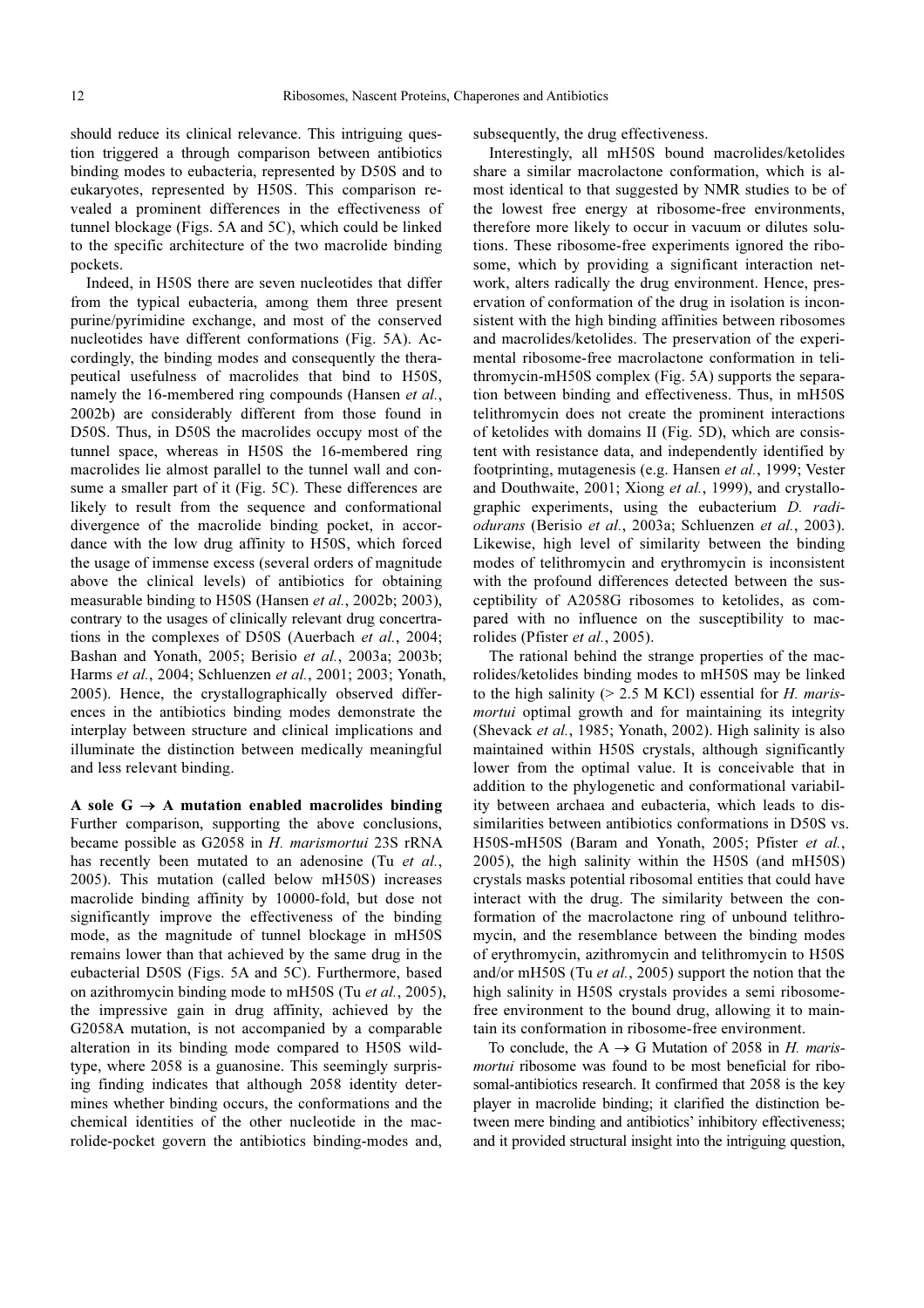should reduce its clinical relevance. This intriguing question triggered a through comparison between antibiotics binding modes to eubacteria, represented by D50S and to eukaryotes, represented by H50S. This comparison revealed a prominent differences in the effectiveness of tunnel blockage (Figs. 5A and 5C), which could be linked to the specific architecture of the two macrolide binding pockets.

Indeed, in H50S there are seven nucleotides that differ from the typical eubacteria, among them three present purine/pyrimidine exchange, and most of the conserved nucleotides have different conformations (Fig. 5A). Accordingly, the binding modes and consequently the therapeutical usefulness of macrolides that bind to H50S, namely the 16-membered ring compounds (Hansen *et al.*, 2002b) are considerably different from those found in D50S. Thus, in D50S the macrolides occupy most of the tunnel space, whereas in H50S the 16-membered ring macrolides lie almost parallel to the tunnel wall and consume a smaller part of it (Fig. 5C). These differences are likely to result from the sequence and conformational divergence of the macrolide binding pocket, in accordance with the low drug affinity to H50S, which forced the usage of immense excess (several orders of magnitude above the clinical levels) of antibiotics for obtaining measurable binding to H50S (Hansen *et al.*, 2002b; 2003), contrary to the usages of clinically relevant drug concertrations in the complexes of D50S (Auerbach *et al.*, 2004; Bashan and Yonath, 2005; Berisio *et al.*, 2003a; 2003b; Harms *et al.*, 2004; Schluenzen *et al.*, 2001; 2003; Yonath, 2005). Hence, the crystallographically observed differences in the antibiotics binding modes demonstrate the interplay between structure and clinical implications and illuminate the distinction between medically meaningful and less relevant binding.

**A sole G → A mutation enabled macrolides binding** Further comparison, supporting the above conclusions, became possible as G2058 in *H. marismortui* 23S rRNA has recently been mutated to an adenosine (Tu *et al.*, 2005). This mutation (called below mH50S) increases macrolide binding affinity by 10000-fold, but dose not significantly improve the effectiveness of the binding mode, as the magnitude of tunnel blockage in mH50S remains lower than that achieved by the same drug in the eubacterial D50S (Figs. 5A and 5C). Furthermore, based on azithromycin binding mode to mH50S (Tu *et al.*, 2005), the impressive gain in drug affinity, achieved by the G2058A mutation, is not accompanied by a comparable alteration in its binding mode compared to H50S wild-type, where 2058 is a guanosine. This seemingly surprising finding indicates that although 2058 identity determines whether binding occurs, the conformations and the chemical identities of the other nucleotide in the macrolide-pocket govern the antibiotics binding-modes and, subsequently, the drug effectiveness.

Interestingly, all mH50S bound macrolides/ketolides share a similar macrolactone conformation, which is almost identical to that suggested by NMR studies to be of the lowest free energy at ribosome-free environments, therefore more likely to occur in vacuum or dilutes solutions. These ribosome-free experiments ignored the ribosome, which by providing a significant interaction network, alters radically the drug environment. Hence, preservation of conformation of the drug in isolation is inconsistent with the high binding affinities between ribosomes and macrolides/ketolides. The preservation of the experimental ribosome-free macrolactone conformation in telithromycin-mH50S complex (Fig. 5A) supports the separation between binding and effectiveness. Thus, in mH50S telithromycin does not create the prominent interactions of ketolides with domains II (Fig. 5D), which are consistent with resistance data, and independently identified by footprinting, mutagenesis (e.g. Hansen *et al.*, 1999; Vester and Douthwaite, 2001; Xiong *et al.*, 1999), and crystallographic experiments, using the eubacterium *D. radiodurans* (Berisio *et al.*, 2003a; Schluenzen *et al.*, 2003). Likewise, high level of similarity between the binding modes of telithromycin and erythromycin is inconsistent with the profound differences detected between the susceptibility of A2058G ribosomes to ketolides, as compared with no influence on the susceptibility to macrolides (Pfister *et al.*, 2005).

The rational behind the strange properties of the macrolides/ketolides binding modes to mH50S may be linked to the high salinity (> 2.5 M KCl) essential for *H. marismortui* optimal growth and for maintaining its integrity (Shevack *et al.*, 1985; Yonath, 2002). High salinity is also maintained within H50S crystals, although significantly lower from the optimal value. It is conceivable that in addition to the phylogenetic and conformational variability between archaea and eubacteria, which leads to dissimilarities between antibiotics conformations in D50S vs. H50S-mH50S (Baram and Yonath, 2005; Pfister *et al.*, 2005), the high salinity within the H50S (and mH50S) crystals masks potential ribosomal entities that could have interact with the drug. The similarity between the conformation of the macrolactone ring of unbound telithromycin, and the resemblance between the binding modes of erythromycin, azithromycin and telithromycin to H50S and/or mH50S (Tu *et al.*, 2005) support the notion that the high salinity in H50S crystals provides a semi ribosome-free environment to the bound drug, allowing it to maintain its conformation in ribosome-free environment.

To conclude, the A → G Mutation of 2058 in *H. marismortui* ribosome was found to be most beneficial for ribosomal-antibiotics research. It confirmed that 2058 is the key player in macrolide binding; it clarified the distinction between mere binding and antibiotics' inhibitory effectiveness; and it provided structural insight into the intriguing question,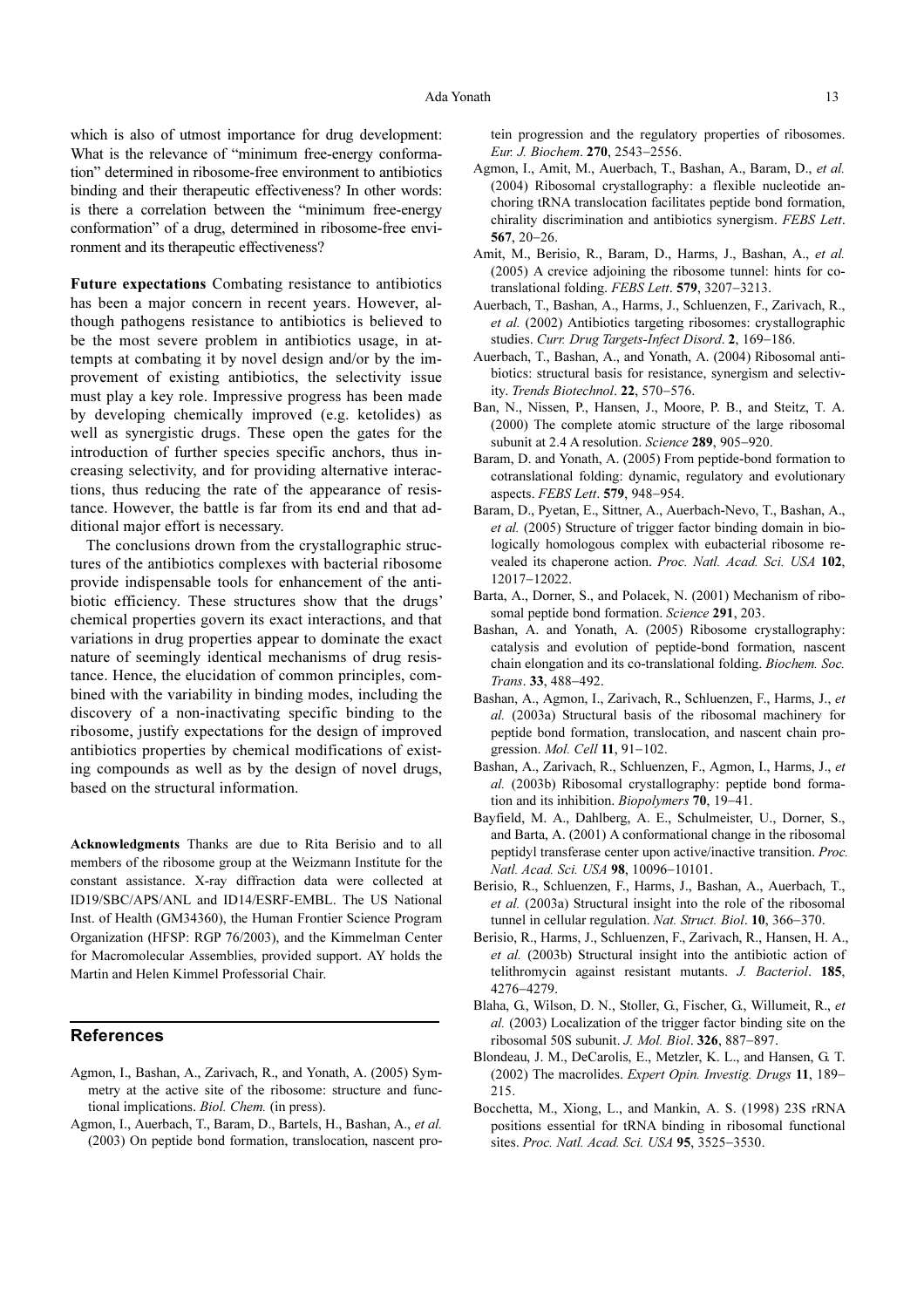which is also of utmost importance for drug development: What is the relevance of "minimum free-energy conformation" determined in ribosome-free environment to antibiotics binding and their therapeutic effectiveness? In other words: is there a correlation between the "minimum free-energy conformation" of a drug, determined in ribosome-free environment and its therapeutic effectiveness?

**Future expectations** Combating resistance to antibiotics has been a major concern in recent years. However, although pathogens resistance to antibiotics is believed to be the most severe problem in antibiotics usage, in attempts at combating it by novel design and/or by the improvement of existing antibiotics, the selectivity issue must play a key role. Impressive progress has been made by developing chemically improved (e.g. ketolides) as well as synergistic drugs. These open the gates for the introduction of further species specific anchors, thus increasing selectivity, and for providing alternative interactions, thus reducing the rate of the appearance of resistance. However, the battle is far from its end and that additional major effort is necessary.

The conclusions drown from the crystallographic structures of the antibiotics complexes with bacterial ribosome provide indispensable tools for enhancement of the antibiotic efficiency. These structures show that the drugs' chemical properties govern its exact interactions, and that variations in drug properties appear to dominate the exact nature of seemingly identical mechanisms of drug resistance. Hence, the elucidation of common principles, combined with the variability in binding modes, including the discovery of a non-inactivating specific binding to the ribosome, justify expectations for the design of improved antibiotics properties by chemical modifications of existing compounds as well as by the design of novel drugs, based on the structural information.

**Acknowledgments** Thanks are due to Rita Berisio and to all members of the ribosome group at the Weizmann Institute for the constant assistance. X-ray diffraction data were collected at ID19/SBC/APS/ANL and ID14/ESRF-EMBL. The US National Inst. of Health (GM34360), the Human Frontier Science Program Organization (HFSP: RGP 76/2003), and the Kimmelman Center for Macromolecular Assemblies, provided support. AY holds the Martin and Helen Kimmel Professorial Chair.

## References

Agmon, I., Bashan, A., Zarivach, R., and Yonath, A. (2005) Symmetry at the active site of the ribosome: structure and functional implications. *Biol. Chem.* (in press).

Agmon, I., Auerbach, T., Baram, D., Bartels, H., Bashan, A., *et al.* (2003) On peptide bond formation, translocation, nascent protein progression and the regulatory properties of ribosomes. *Eur. J. Biochem*. **270**, 2543–2556.

Agmon, I., Amit, M., Auerbach, T., Bashan, A., Baram, D., *et al.* (2004) Ribosomal crystallography: a flexible nucleotide anchoring tRNA translocation facilitates peptide bond formation, chirality discrimination and antibiotics synergism. *FEBS Lett*. **567**, 20–26.

Amit, M., Berisio, R., Baram, D., Harms, J., Bashan, A., *et al.* (2005) A crevice adjoining the ribosome tunnel: hints for cotranslational folding. *FEBS Lett*. **579**, 3207–3213.

Auerbach, T., Bashan, A., Harms, J., Schluenzen, F., Zarivach, R., *et al.* (2002) Antibiotics targeting ribosomes: crystallographic studies. *Curr. Drug Targets-Infect Disord*. **2**, 169–186.

Auerbach, T., Bashan, A., and Yonath, A. (2004) Ribosomal antibiotics: structural basis for resistance, synergism and selectivity. *Trends Biotechnol*. **22**, 570–576.

Ban, N., Nissen, P., Hansen, J., Moore, P. B., and Steitz, T. A. (2000) The complete atomic structure of the large ribosomal subunit at 2.4 A resolution. *Science* **289**, 905–920.

Baram, D. and Yonath, A. (2005) From peptide-bond formation to cotranslational folding: dynamic, regulatory and evolutionary aspects. *FEBS Lett*. **579**, 948–954.

Baram, D., Pyetan, E., Sittner, A., Auerbach-Nevo, T., Bashan, A., *et al.* (2005) Structure of trigger factor binding domain in biologically homologous complex with eubacterial ribosome revealed its chaperone action. *Proc. Natl. Acad. Sci. USA* **102**, 12017–12022.

Barta, A., Dorner, S., and Polacek, N. (2001) Mechanism of ribosomal peptide bond formation. *Science* **291**, 203.

Bashan, A. and Yonath, A. (2005) Ribosome crystallography: catalysis and evolution of peptide-bond formation, nascent chain elongation and its co-translational folding. *Biochem. Soc. Trans*. **33**, 488–492.

Bashan, A., Agmon, I., Zarivach, R., Schluenzen, F., Harms, J., *et al.* (2003a) Structural basis of the ribosomal machinery for peptide bond formation, translocation, and nascent chain progression. *Mol. Cell* **11**, 91–102.

Bashan, A., Zarivach, R., Schluenzen, F., Agmon, I., Harms, J., *et al.* (2003b) Ribosomal crystallography: peptide bond formation and its inhibition. *Biopolymers* **70**, 19–41.

Bayfield, M. A., Dahlberg, A. E., Schulmeister, U., Dorner, S., and Barta, A. (2001) A conformational change in the ribosomal peptidyl transferase center upon active/inactive transition. *Proc. Natl. Acad. Sci. USA* **98**, 10096–10101.

Berisio, R., Schluenzen, F., Harms, J., Bashan, A., Auerbach, T., *et al.* (2003a) Structural insight into the role of the ribosomal tunnel in cellular regulation. *Nat. Struct. Biol*. **10**, 366–370.

Berisio, R., Harms, J., Schluenzen, F., Zarivach, R., Hansen, H. A., *et al.* (2003b) Structural insight into the antibiotic action of telithromycin against resistant mutants. *J. Bacteriol*. **185**, 4276–4279.

Blaha, G., Wilson, D. N., Stoller, G., Fischer, G., Willumeit, R., *et al.* (2003) Localization of the trigger factor binding site on the ribosomal 50S subunit. *J. Mol. Biol*. **326**, 887–897.

Blondeau, J. M., DeCarolis, E., Metzler, K. L., and Hansen, G. T. (2002) The macrolides. *Expert Opin. Investig. Drugs* **11**, 189–215.

Bocchetta, M., Xiong, L., and Mankin, A. S. (1998) 23S rRNA positions essential for tRNA binding in ribosomal functional sites. *Proc. Natl. Acad. Sci. USA* **95**, 3525–3530.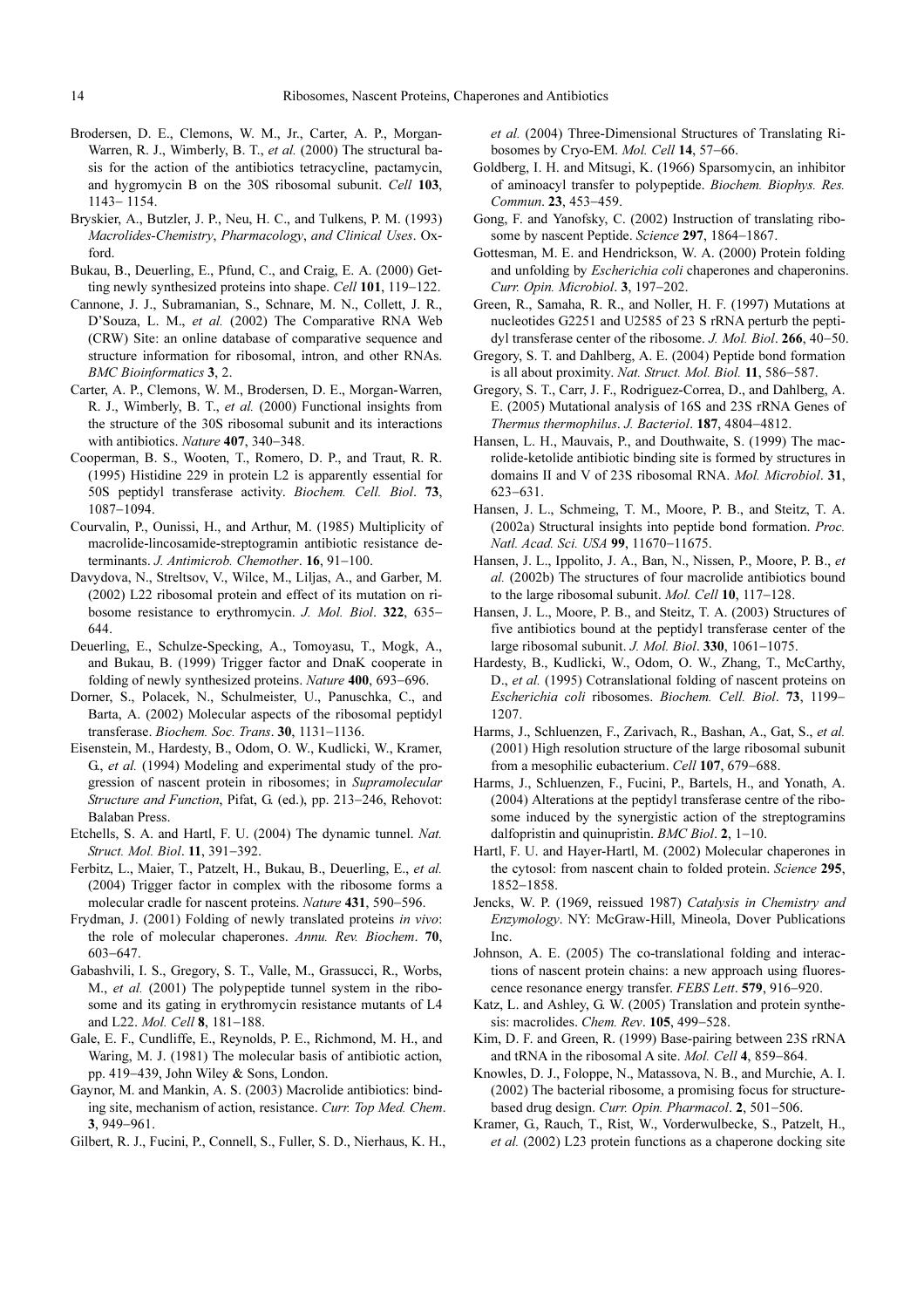Brodersen, D. E., Clemons, W. M., Jr., Carter, A. P., Morgan-Warren, R. J., Wimberly, B. T., *et al.* (2000) The structural basis for the action of the antibiotics tetracycline, pactamycin, and hygromycin B on the 30S ribosomal subunit. *Cell* **103**, 1143− 1154.

Bryskier, A., Butzler, J. P., Neu, H. C., and Tulkens, P. M. (1993) *Macrolides-Chemistry*, *Pharmacology*, *and Clinical Uses*. Oxford.

Bukau, B., Deuerling, E., Pfund, C., and Craig, E. A. (2000) Getting newly synthesized proteins into shape. *Cell* **101**, 119−122.

Cannone, J. J., Subramanian, S., Schnare, M. N., Collett, J. R., D'Souza, L. M., *et al.* (2002) The Comparative RNA Web (CRW) Site: an online database of comparative sequence and structure information for ribosomal, intron, and other RNAs. *BMC Bioinformatics* **3**, 2.

Carter, A. P., Clemons, W. M., Brodersen, D. E., Morgan-Warren, R. J., Wimberly, B. T., *et al.* (2000) Functional insights from the structure of the 30S ribosomal subunit and its interactions with antibiotics. *Nature* **407**, 340−348.

Cooperman, B. S., Wooten, T., Romero, D. P., and Traut, R. R. (1995) Histidine 229 in protein L2 is apparently essential for 50S peptidyl transferase activity. *Biochem. Cell. Biol*. **73**, 1087−1094.

Courvalin, P., Ounissi, H., and Arthur, M. (1985) Multiplicity of macrolide-lincosamide-streptogramin antibiotic resistance determinants. *J. Antimicrob. Chemother*. **16**, 91−100.

Davydova, N., Streltsov, V., Wilce, M., Liljas, A., and Garber, M. (2002) L22 ribosomal protein and effect of its mutation on ribosome resistance to erythromycin. *J. Mol. Biol*. **322**, 635−644.

Deuerling, E., Schulze-Specking, A., Tomoyasu, T., Mogk, A., and Bukau, B. (1999) Trigger factor and DnaK cooperate in folding of newly synthesized proteins. *Nature* **400**, 693−696.

Dorner, S., Polacek, N., Schulmeister, U., Panuschka, C., and Barta, A. (2002) Molecular aspects of the ribosomal peptidyl transferase. *Biochem. Soc. Trans*. **30**, 1131−1136.

Eisenstein, M., Hardesty, B., Odom, O. W., Kudlicki, W., Kramer, G., *et al.* (1994) Modeling and experimental study of the progression of nascent protein in ribosomes; in *Supramolecular Structure and Function*, Pifat, G. (ed.), pp. 213−246, Rehovot: Balaban Press.

Etchells, S. A. and Hartl, F. U. (2004) The dynamic tunnel. *Nat. Struct. Mol. Biol*. **11**, 391−392.

Ferbitz, L., Maier, T., Patzelt, H., Bukau, B., Deuerling, E., *et al.* (2004) Trigger factor in complex with the ribosome forms a molecular cradle for nascent proteins. *Nature* **431**, 590−596.

Frydman, J. (2001) Folding of newly translated proteins *in vivo*: the role of molecular chaperones. *Annu. Rev. Biochem*. **70**, 603−647.

Gabashvili, I. S., Gregory, S. T., Valle, M., Grassucci, R., Worbs, M., *et al.* (2001) The polypeptide tunnel system in the ribosome and its gating in erythromycin resistance mutants of L4 and L22. *Mol. Cell* **8**, 181−188.

Gale, E. F., Cundliffe, E., Reynolds, P. E., Richmond, M. H., and Waring, M. J. (1981) The molecular basis of antibiotic action, pp. 419−439, John Wiley & Sons, London.

Gaynor, M. and Mankin, A. S. (2003) Macrolide antibiotics: binding site, mechanism of action, resistance. *Curr. Top Med. Chem*. **3**, 949−961.

Gilbert, R. J., Fucini, P., Connell, S., Fuller, S. D., Nierhaus, K. H., *et al.* (2004) Three-Dimensional Structures of Translating Ribosomes by Cryo-EM. *Mol. Cell* **14**, 57−66.

Goldberg, I. H. and Mitsugi, K. (1966) Sparsomycin, an inhibitor of aminoacyl transfer to polypeptide. *Biochem. Biophys. Res. Commun*. **23**, 453−459.

Gong, F. and Yanofsky, C. (2002) Instruction of translating ribosome by nascent Peptide. *Science* **297**, 1864−1867.

Gottesman, M. E. and Hendrickson, W. A. (2000) Protein folding and unfolding by *Escherichia coli* chaperones and chaperonins. *Curr. Opin. Microbiol*. **3**, 197−202.

Green, R., Samaha, R. R., and Noller, H. F. (1997) Mutations at nucleotides G2251 and U2585 of 23 S rRNA perturb the peptidyl transferase center of the ribosome. *J. Mol. Biol*. **266**, 40−50.

Gregory, S. T. and Dahlberg, A. E. (2004) Peptide bond formation is all about proximity. *Nat. Struct. Mol. Biol.* **11**, 586−587.

Gregory, S. T., Carr, J. F., Rodriguez-Correa, D., and Dahlberg, A. E. (2005) Mutational analysis of 16S and 23S rRNA Genes of *Thermus thermophilus*. *J. Bacteriol*. **187**, 4804−4812.

Hansen, L. H., Mauvais, P., and Douthwaite, S. (1999) The macrolide-ketolide antibiotic binding site is formed by structures in domains II and V of 23S ribosomal RNA. *Mol. Microbiol*. **31**, 623−631.

Hansen, J. L., Schmeing, T. M., Moore, P. B., and Steitz, T. A. (2002a) Structural insights into peptide bond formation. *Proc. Natl. Acad. Sci. USA* **99**, 11670−11675.

Hansen, J. L., Ippolito, J. A., Ban, N., Nissen, P., Moore, P. B., *et al.* (2002b) The structures of four macrolide antibiotics bound to the large ribosomal subunit. *Mol. Cell* **10**, 117−128.

Hansen, J. L., Moore, P. B., and Steitz, T. A. (2003) Structures of five antibiotics bound at the peptidyl transferase center of the large ribosomal subunit. *J. Mol. Biol*. **330**, 1061−1075.

Hardesty, B., Kudlicki, W., Odom, O. W., Zhang, T., McCarthy, D., *et al.* (1995) Cotranslational folding of nascent proteins on *Escherichia coli* ribosomes. *Biochem. Cell. Biol*. **73**, 1199−1207.

Harms, J., Schluenzen, F., Zarivach, R., Bashan, A., Gat, S., *et al.* (2001) High resolution structure of the large ribosomal subunit from a mesophilic eubacterium. *Cell* **107**, 679−688.

Harms, J., Schluenzen, F., Fucini, P., Bartels, H., and Yonath, A. (2004) Alterations at the peptidyl transferase centre of the ribosome induced by the synergistic action of the streptogramins dalfopristin and quinupristin. *BMC Biol*. **2**, 1−10.

Hartl, F. U. and Hayer-Hartl, M. (2002) Molecular chaperones in the cytosol: from nascent chain to folded protein. *Science* **295**, 1852−1858.

Jencks, W. P. (1969, reissued 1987) *Catalysis in Chemistry and Enzymology*. NY: McGraw-Hill, Mineola, Dover Publications Inc.

Johnson, A. E. (2005) The co-translational folding and interactions of nascent protein chains: a new approach using fluorescence resonance energy transfer. *FEBS Lett*. **579**, 916−920.

Katz, L. and Ashley, G. W. (2005) Translation and protein synthesis: macrolides. *Chem. Rev*. **105**, 499−528.

Kim, D. F. and Green, R. (1999) Base-pairing between 23S rRNA and tRNA in the ribosomal A site. *Mol. Cell* **4**, 859−864.

Knowles, D. J., Foloppe, N., Matassova, N. B., and Murchie, A. I. (2002) The bacterial ribosome, a promising focus for structure-based drug design. *Curr. Opin. Pharmacol*. **2**, 501−506.

Kramer, G., Rauch, T., Rist, W., Vorderwulbecke, S., Patzelt, H., *et al.* (2002) L23 protein functions as a chaperone docking site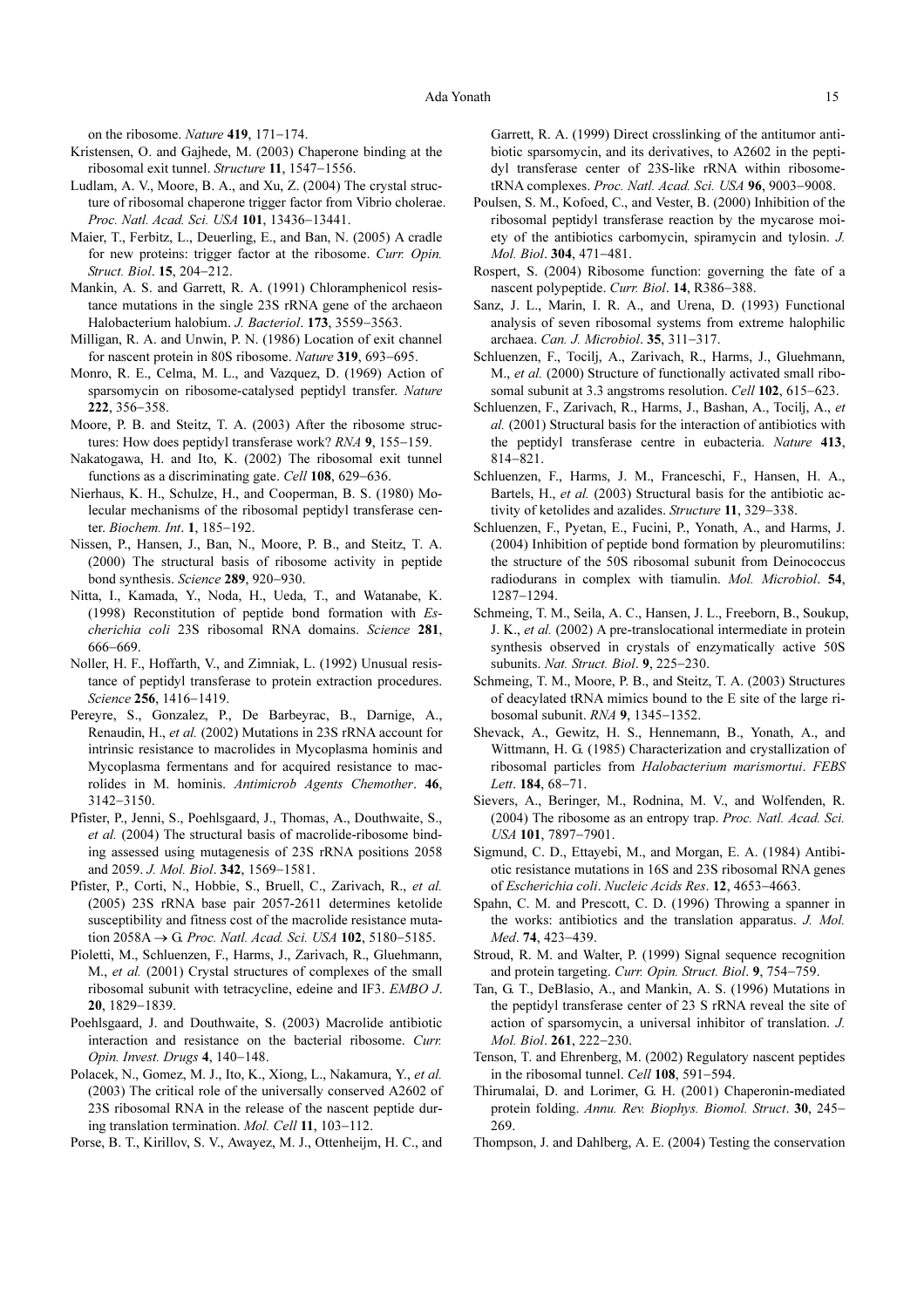on the ribosome. *Nature* **419**, 171−174.

Kristensen, O. and Gajhede, M. (2003) Chaperone binding at the ribosomal exit tunnel. *Structure* **11**, 1547−1556.

Ludlam, A. V., Moore, B. A., and Xu, Z. (2004) The crystal structure of ribosomal chaperone trigger factor from Vibrio cholerae. *Proc. Natl. Acad. Sci. USA* **101**, 13436−13441.

Maier, T., Ferbitz, L., Deuerling, E., and Ban, N. (2005) A cradle for new proteins: trigger factor at the ribosome. *Curr. Opin. Struct. Biol*. **15**, 204−212.

Mankin, A. S. and Garrett, R. A. (1991) Chloramphenicol resistance mutations in the single 23S rRNA gene of the archaeon Halobacterium halobium. *J. Bacteriol*. **173**, 3559−3563.

Milligan, R. A. and Unwin, P. N. (1986) Location of exit channel for nascent protein in 80S ribosome. *Nature* **319**, 693−695.

Monro, R. E., Celma, M. L., and Vazquez, D. (1969) Action of sparsomycin on ribosome-catalysed peptidyl transfer. *Nature* **222**, 356−358.

Moore, P. B. and Steitz, T. A. (2003) After the ribosome structures: How does peptidyl transferase work? *RNA* **9**, 155−159.

Nakatogawa, H. and Ito, K. (2002) The ribosomal exit tunnel functions as a discriminating gate. *Cell* **108**, 629−636.

Nierhaus, K. H., Schulze, H., and Cooperman, B. S. (1980) Molecular mechanisms of the ribosomal peptidyl transferase center. *Biochem. Int*. **1**, 185−192.

Nissen, P., Hansen, J., Ban, N., Moore, P. B., and Steitz, T. A. (2000) The structural basis of ribosome activity in peptide bond synthesis. *Science* **289**, 920−930.

Nitta, I., Kamada, Y., Noda, H., Ueda, T., and Watanabe, K. (1998) Reconstitution of peptide bond formation with *Escherichia coli* 23S ribosomal RNA domains. *Science* **281**, 666−669.

Noller, H. F., Hoffarth, V., and Zimniak, L. (1992) Unusual resistance of peptidyl transferase to protein extraction procedures. *Science* **256**, 1416−1419.

Pereyre, S., Gonzalez, P., De Barbeyrac, B., Darnige, A., Renaudin, H., *et al.* (2002) Mutations in 23S rRNA account for intrinsic resistance to macrolides in Mycoplasma hominis and Mycoplasma fermentans and for acquired resistance to macrolides in M. hominis. *Antimicrob Agents Chemother*. **46**, 3142−3150.

Pfister, P., Jenni, S., Poehlsgaard, J., Thomas, A., Douthwaite, S., *et al.* (2004) The structural basis of macrolide-ribosome binding assessed using mutagenesis of 23S rRNA positions 2058 and 2059. *J. Mol. Biol*. **342**, 1569−1581.

Pfister, P., Corti, N., Hobbie, S., Bruell, C., Zarivach, R., *et al.* (2005) 23S rRNA base pair 2057-2611 determines ketolide susceptibility and fitness cost of the macrolide resistance mutation 2058A → G. *Proc. Natl. Acad. Sci. USA* **102**, 5180−5185.

Pioletti, M., Schluenzen, F., Harms, J., Zarivach, R., Gluehmann, M., *et al.* (2001) Crystal structures of complexes of the small ribosomal subunit with tetracycline, edeine and IF3. *EMBO J*. **20**, 1829−1839.

Poehlsgaard, J. and Douthwaite, S. (2003) Macrolide antibiotic interaction and resistance on the bacterial ribosome. *Curr. Opin. Invest. Drugs* **4**, 140−148.

Polacek, N., Gomez, M. J., Ito, K., Xiong, L., Nakamura, Y., *et al.* (2003) The critical role of the universally conserved A2602 of 23S ribosomal RNA in the release of the nascent peptide during translation termination. *Mol. Cell* **11**, 103−112.

Porse, B. T., Kirillov, S. V., Awayez, M. J., Ottenheijm, H. C., and Garrett, R. A. (1999) Direct crosslinking of the antitumor antibiotic sparsomycin, and its derivatives, to A2602 in the peptidyl transferase center of 23S-like rRNA within ribosome-tRNA complexes. *Proc. Natl. Acad. Sci. USA* **96**, 9003−9008.

Poulsen, S. M., Kofoed, C., and Vester, B. (2000) Inhibition of the ribosomal peptidyl transferase reaction by the mycarose moiety of the antibiotics carbomycin, spiramycin and tylosin. *J. Mol. Biol*. **304**, 471−481.

Rospert, S. (2004) Ribosome function: governing the fate of a nascent polypeptide. *Curr. Biol*. **14**, R386−388.

Sanz, J. L., Marin, I. R. A., and Urena, D. (1993) Functional analysis of seven ribosomal systems from extreme halophilic archaea. *Can. J. Microbiol*. **35**, 311−317.

Schluenzen, F., Tocilj, A., Zarivach, R., Harms, J., Gluehmann, M., *et al.* (2000) Structure of functionally activated small ribosomal subunit at 3.3 angstroms resolution. *Cell* **102**, 615−623.

Schluenzen, F., Zarivach, R., Harms, J., Bashan, A., Tocilj, A., *et al.* (2001) Structural basis for the interaction of antibiotics with the peptidyl transferase centre in eubacteria. *Nature* **413**, 814−821.

Schluenzen, F., Harms, J. M., Franceschi, F., Hansen, H. A., Bartels, H., *et al.* (2003) Structural basis for the antibiotic activity of ketolides and azalides. *Structure* **11**, 329−338.

Schluenzen, F., Pyetan, E., Fucini, P., Yonath, A., and Harms, J. (2004) Inhibition of peptide bond formation by pleuromutilins: the structure of the 50S ribosomal subunit from Deinococcus radiodurans in complex with tiamulin. *Mol. Microbiol*. **54**, 1287−1294.

Schmeing, T. M., Seila, A. C., Hansen, J. L., Freeborn, B., Soukup, J. K., *et al.* (2002) A pre-translocational intermediate in protein synthesis observed in crystals of enzymatically active 50S subunits. *Nat. Struct. Biol*. **9**, 225−230.

Schmeing, T. M., Moore, P. B., and Steitz, T. A. (2003) Structures of deacylated tRNA mimics bound to the E site of the large ribosomal subunit. *RNA* **9**, 1345−1352.

Shevack, A., Gewitz, H. S., Hennemann, B., Yonath, A., and Wittmann, H. G. (1985) Characterization and crystallization of ribosomal particles from *Halobacterium marismortui*. *FEBS Lett*. **184**, 68−71.

Sievers, A., Beringer, M., Rodnina, M. V., and Wolfenden, R. (2004) The ribosome as an entropy trap. *Proc. Natl. Acad. Sci. USA* **101**, 7897−7901.

Sigmund, C. D., Ettayebi, M., and Morgan, E. A. (1984) Antibiotic resistance mutations in 16S and 23S ribosomal RNA genes of *Escherichia coli*. *Nucleic Acids Res*. **12**, 4653−4663.

Spahn, C. M. and Prescott, C. D. (1996) Throwing a spanner in the works: antibiotics and the translation apparatus. *J. Mol. Med*. **74**, 423−439.

Stroud, R. M. and Walter, P. (1999) Signal sequence recognition and protein targeting. *Curr. Opin. Struct. Biol*. **9**, 754−759.

Tan, G. T., DeBlasio, A., and Mankin, A. S. (1996) Mutations in the peptidyl transferase center of 23 S rRNA reveal the site of action of sparsomycin, a universal inhibitor of translation. *J. Mol. Biol*. **261**, 222−230.

Tenson, T. and Ehrenberg, M. (2002) Regulatory nascent peptides in the ribosomal tunnel. *Cell* **108**, 591−594.

Thirumalai, D. and Lorimer, G. H. (2001) Chaperonin-mediated protein folding. *Annu. Rev. Biophys. Biomol. Struct*. **30**, 245−269.

Thompson, J. and Dahlberg, A. E. (2004) Testing the conservation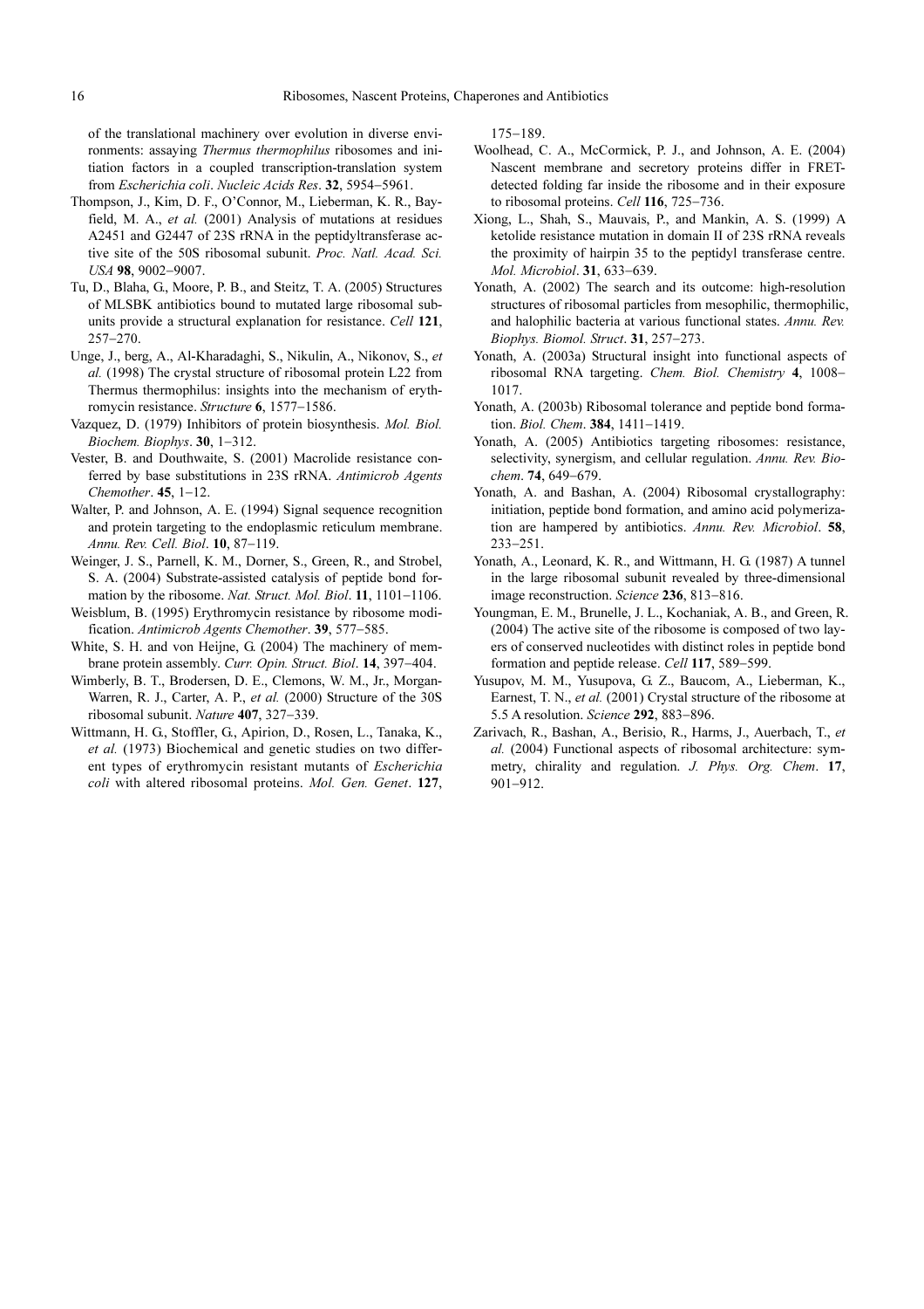of the translational machinery over evolution in diverse environments: assaying *Thermus thermophilus* ribosomes and initiation factors in a coupled transcription-translation system from *Escherichia coli*. *Nucleic Acids Res*. **32**, 5954−5961.

Thompson, J., Kim, D. F., O'Connor, M., Lieberman, K. R., Bayfield, M. A., *et al.* (2001) Analysis of mutations at residues A2451 and G2447 of 23S rRNA in the peptidyltransferase active site of the 50S ribosomal subunit. *Proc. Natl. Acad. Sci. USA* **98**, 9002−9007.

Tu, D., Blaha, G., Moore, P. B., and Steitz, T. A. (2005) Structures of MLSBK antibiotics bound to mutated large ribosomal subunits provide a structural explanation for resistance. *Cell* **121**, 257−270.

Unge, J., berg, A., Al-Kharadaghi, S., Nikulin, A., Nikonov, S., *et al.* (1998) The crystal structure of ribosomal protein L22 from Thermus thermophilus: insights into the mechanism of erythromycin resistance. *Structure* **6**, 1577−1586.

Vazquez, D. (1979) Inhibitors of protein biosynthesis. *Mol. Biol. Biochem. Biophys*. **30**, 1−312.

Vester, B. and Douthwaite, S. (2001) Macrolide resistance conferred by base substitutions in 23S rRNA. *Antimicrob Agents Chemother*. **45**, 1−12.

Walter, P. and Johnson, A. E. (1994) Signal sequence recognition and protein targeting to the endoplasmic reticulum membrane. *Annu. Rev. Cell. Biol*. **10**, 87−119.

Weinger, J. S., Parnell, K. M., Dorner, S., Green, R., and Strobel, S. A. (2004) Substrate-assisted catalysis of peptide bond formation by the ribosome. *Nat. Struct. Mol. Biol*. **11**, 1101−1106.

Weisblum, B. (1995) Erythromycin resistance by ribosome modification. *Antimicrob Agents Chemother*. **39**, 577−585.

White, S. H. and von Heijne, G. (2004) The machinery of membrane protein assembly. *Curr. Opin. Struct. Biol*. **14**, 397−404.

Wimberly, B. T., Brodersen, D. E., Clemons, W. M., Jr., Morgan-Warren, R. J., Carter, A. P., *et al.* (2000) Structure of the 30S ribosomal subunit. *Nature* **407**, 327−339.

Wittmann, H. G., Stoffler, G., Apirion, D., Rosen, L., Tanaka, K., *et al.* (1973) Biochemical and genetic studies on two different types of erythromycin resistant mutants of *Escherichia coli* with altered ribosomal proteins. *Mol. Gen. Genet*. **127**, 175−189.

Woolhead, C. A., McCormick, P. J., and Johnson, A. E. (2004) Nascent membrane and secretory proteins differ in FRET-detected folding far inside the ribosome and in their exposure to ribosomal proteins. *Cell* **116**, 725−736.

Xiong, L., Shah, S., Mauvais, P., and Mankin, A. S. (1999) A ketolide resistance mutation in domain II of 23S rRNA reveals the proximity of hairpin 35 to the peptidyl transferase centre. *Mol. Microbiol*. **31**, 633−639.

Yonath, A. (2002) The search and its outcome: high-resolution structures of ribosomal particles from mesophilic, thermophilic, and halophilic bacteria at various functional states. *Annu. Rev. Biophys. Biomol. Struct*. **31**, 257−273.

Yonath, A. (2003a) Structural insight into functional aspects of ribosomal RNA targeting. *Chem. Biol. Chemistry* **4**, 1008−1017.

Yonath, A. (2003b) Ribosomal tolerance and peptide bond formation. *Biol. Chem*. **384**, 1411−1419.

Yonath, A. (2005) Antibiotics targeting ribosomes: resistance, selectivity, synergism, and cellular regulation. *Annu. Rev. Biochem*. **74**, 649−679.

Yonath, A. and Bashan, A. (2004) Ribosomal crystallography: initiation, peptide bond formation, and amino acid polymerization are hampered by antibiotics. *Annu. Rev. Microbiol*. **58**, 233−251.

Yonath, A., Leonard, K. R., and Wittmann, H. G. (1987) A tunnel in the large ribosomal subunit revealed by three-dimensional image reconstruction. *Science* **236**, 813−816.

Youngman, E. M., Brunelle, J. L., Kochaniak, A. B., and Green, R. (2004) The active site of the ribosome is composed of two layers of conserved nucleotides with distinct roles in peptide bond formation and peptide release. *Cell* **117**, 589−599.

Yusupov, M. M., Yusupova, G. Z., Baucom, A., Lieberman, K., Earnest, T. N., *et al.* (2001) Crystal structure of the ribosome at 5.5 A resolution. *Science* **292**, 883−896.

Zarivach, R., Bashan, A., Berisio, R., Harms, J., Auerbach, T., *et al.* (2004) Functional aspects of ribosomal architecture: symmetry, chirality and regulation. *J. Phys. Org. Chem*. **17**, 901−912.